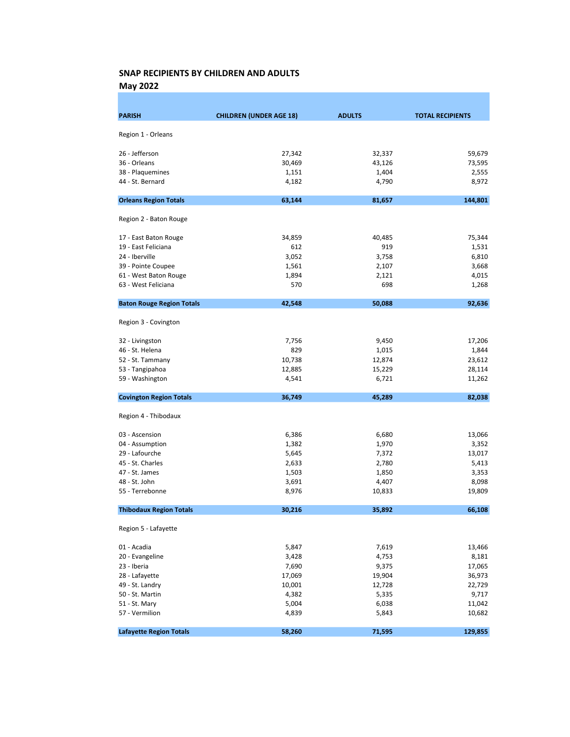## SNAP RECIPIENTS BY CHILDREN AND ADULTS

### May 2022

| PARISH | CHILDREN (UNDER AGE 18) | ADULTS | TOTAL RECIPIENTS |
|---|---|---|---|
| Region 1 - Orleans | | | |
| 26 - Jefferson | 27,342 | 32,337 | 59,679 |
| 36 - Orleans | 30,469 | 43,126 | 73,595 |
| 38 - Plaquemines | 1,151 | 1,404 | 2,555 |
| 44 - St. Bernard | 4,182 | 4,790 | 8,972 |
| **Orleans Region Totals** | **63,144** | **81,657** | **144,801** |
| Region 2 - Baton Rouge | | | |
| 17 - East Baton Rouge | 34,859 | 40,485 | 75,344 |
| 19 - East Feliciana | 612 | 919 | 1,531 |
| 24 - Iberville | 3,052 | 3,758 | 6,810 |
| 39 - Pointe Coupee | 1,561 | 2,107 | 3,668 |
| 61 - West Baton Rouge | 1,894 | 2,121 | 4,015 |
| 63 - West Feliciana | 570 | 698 | 1,268 |
| **Baton Rouge Region Totals** | **42,548** | **50,088** | **92,636** |
| Region 3 - Covington | | | |
| 32 - Livingston | 7,756 | 9,450 | 17,206 |
| 46 - St. Helena | 829 | 1,015 | 1,844 |
| 52 - St. Tammany | 10,738 | 12,874 | 23,612 |
| 53 - Tangipahoa | 12,885 | 15,229 | 28,114 |
| 59 - Washington | 4,541 | 6,721 | 11,262 |
| **Covington Region Totals** | **36,749** | **45,289** | **82,038** |
| Region 4 - Thibodaux | | | |
| 03 - Ascension | 6,386 | 6,680 | 13,066 |
| 04 - Assumption | 1,382 | 1,970 | 3,352 |
| 29 - Lafourche | 5,645 | 7,372 | 13,017 |
| 45 - St. Charles | 2,633 | 2,780 | 5,413 |
| 47 - St. James | 1,503 | 1,850 | 3,353 |
| 48 - St. John | 3,691 | 4,407 | 8,098 |
| 55 - Terrebonne | 8,976 | 10,833 | 19,809 |
| **Thibodaux Region Totals** | **30,216** | **35,892** | **66,108** |
| Region 5 - Lafayette | | | |
| 01 - Acadia | 5,847 | 7,619 | 13,466 |
| 20 - Evangeline | 3,428 | 4,753 | 8,181 |
| 23 - Iberia | 7,690 | 9,375 | 17,065 |
| 28 - Lafayette | 17,069 | 19,904 | 36,973 |
| 49 - St. Landry | 10,001 | 12,728 | 22,729 |
| 50 - St. Martin | 4,382 | 5,335 | 9,717 |
| 51 - St. Mary | 5,004 | 6,038 | 11,042 |
| 57 - Vermilion | 4,839 | 5,843 | 10,682 |
| **Lafayette Region Totals** | **58,260** | **71,595** | **129,855** |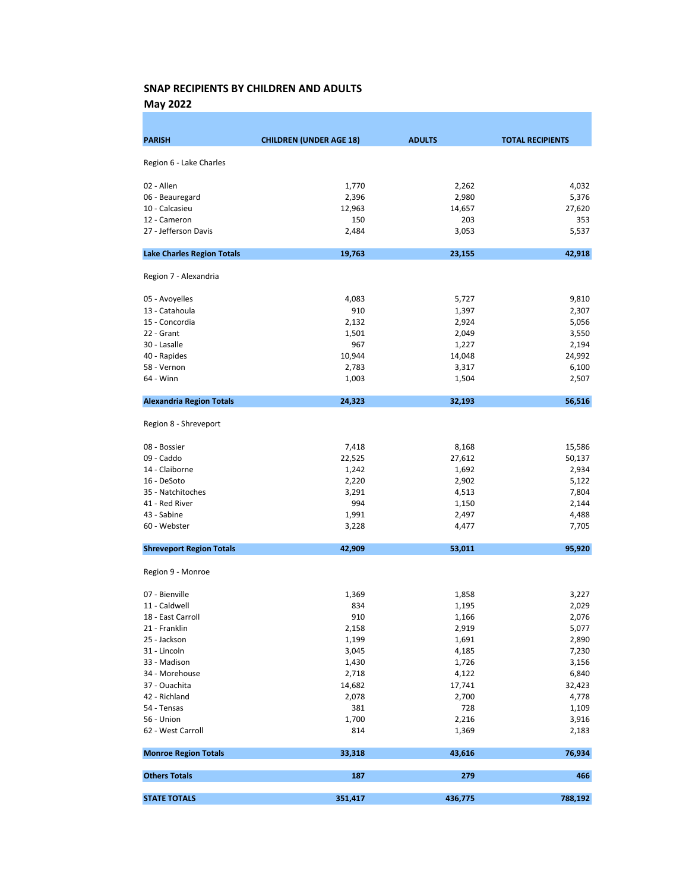## SNAP RECIPIENTS BY CHILDREN AND ADULTS

## May 2022

| PARISH | CHILDREN (UNDER AGE 18) | ADULTS | TOTAL RECIPIENTS |
|---|---|---|---|
| Region 6 - Lake Charles | | | |
| 02 - Allen | 1,770 | 2,262 | 4,032 |
| 06 - Beauregard | 2,396 | 2,980 | 5,376 |
| 10 - Calcasieu | 12,963 | 14,657 | 27,620 |
| 12 - Cameron | 150 | 203 | 353 |
| 27 - Jefferson Davis | 2,484 | 3,053 | 5,537 |
| **Lake Charles Region Totals** | **19,763** | **23,155** | **42,918** |
| Region 7 - Alexandria | | | |
| 05 - Avoyelles | 4,083 | 5,727 | 9,810 |
| 13 - Catahoula | 910 | 1,397 | 2,307 |
| 15 - Concordia | 2,132 | 2,924 | 5,056 |
| 22 - Grant | 1,501 | 2,049 | 3,550 |
| 30 - Lasalle | 967 | 1,227 | 2,194 |
| 40 - Rapides | 10,944 | 14,048 | 24,992 |
| 58 - Vernon | 2,783 | 3,317 | 6,100 |
| 64 - Winn | 1,003 | 1,504 | 2,507 |
| **Alexandria Region Totals** | **24,323** | **32,193** | **56,516** |
| Region 8 - Shreveport | | | |
| 08 - Bossier | 7,418 | 8,168 | 15,586 |
| 09 - Caddo | 22,525 | 27,612 | 50,137 |
| 14 - Claiborne | 1,242 | 1,692 | 2,934 |
| 16 - DeSoto | 2,220 | 2,902 | 5,122 |
| 35 - Natchitoches | 3,291 | 4,513 | 7,804 |
| 41 - Red River | 994 | 1,150 | 2,144 |
| 43 - Sabine | 1,991 | 2,497 | 4,488 |
| 60 - Webster | 3,228 | 4,477 | 7,705 |
| **Shreveport Region Totals** | **42,909** | **53,011** | **95,920** |
| Region 9 - Monroe | | | |
| 07 - Bienville | 1,369 | 1,858 | 3,227 |
| 11 - Caldwell | 834 | 1,195 | 2,029 |
| 18 - East Carroll | 910 | 1,166 | 2,076 |
| 21 - Franklin | 2,158 | 2,919 | 5,077 |
| 25 - Jackson | 1,199 | 1,691 | 2,890 |
| 31 - Lincoln | 3,045 | 4,185 | 7,230 |
| 33 - Madison | 1,430 | 1,726 | 3,156 |
| 34 - Morehouse | 2,718 | 4,122 | 6,840 |
| 37 - Ouachita | 14,682 | 17,741 | 32,423 |
| 42 - Richland | 2,078 | 2,700 | 4,778 |
| 54 - Tensas | 381 | 728 | 1,109 |
| 56 - Union | 1,700 | 2,216 | 3,916 |
| 62 - West Carroll | 814 | 1,369 | 2,183 |
| **Monroe Region Totals** | **33,318** | **43,616** | **76,934** |
| **Others Totals** | **187** | **279** | **466** |
| **STATE TOTALS** | **351,417** | **436,775** | **788,192** |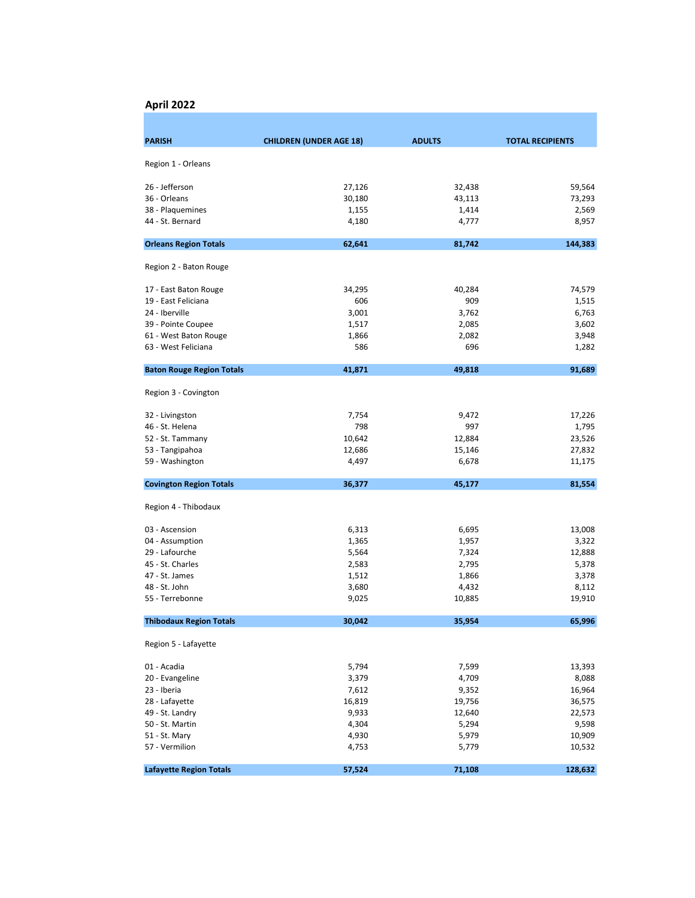## April 2022

| PARISH | CHILDREN (UNDER AGE 18) | ADULTS | TOTAL RECIPIENTS |
|---|---|---|---|
| Region 1 - Orleans | | | |
| 26 - Jefferson | 27,126 | 32,438 | 59,564 |
| 36 - Orleans | 30,180 | 43,113 | 73,293 |
| 38 - Plaquemines | 1,155 | 1,414 | 2,569 |
| 44 - St. Bernard | 4,180 | 4,777 | 8,957 |
| **Orleans Region Totals** | **62,641** | **81,742** | **144,383** |
| Region 2 - Baton Rouge | | | |
| 17 - East Baton Rouge | 34,295 | 40,284 | 74,579 |
| 19 - East Feliciana | 606 | 909 | 1,515 |
| 24 - Iberville | 3,001 | 3,762 | 6,763 |
| 39 - Pointe Coupee | 1,517 | 2,085 | 3,602 |
| 61 - West Baton Rouge | 1,866 | 2,082 | 3,948 |
| 63 - West Feliciana | 586 | 696 | 1,282 |
| **Baton Rouge Region Totals** | **41,871** | **49,818** | **91,689** |
| Region 3 - Covington | | | |
| 32 - Livingston | 7,754 | 9,472 | 17,226 |
| 46 - St. Helena | 798 | 997 | 1,795 |
| 52 - St. Tammany | 10,642 | 12,884 | 23,526 |
| 53 - Tangipahoa | 12,686 | 15,146 | 27,832 |
| 59 - Washington | 4,497 | 6,678 | 11,175 |
| **Covington Region Totals** | **36,377** | **45,177** | **81,554** |
| Region 4 - Thibodaux | | | |
| 03 - Ascension | 6,313 | 6,695 | 13,008 |
| 04 - Assumption | 1,365 | 1,957 | 3,322 |
| 29 - Lafourche | 5,564 | 7,324 | 12,888 |
| 45 - St. Charles | 2,583 | 2,795 | 5,378 |
| 47 - St. James | 1,512 | 1,866 | 3,378 |
| 48 - St. John | 3,680 | 4,432 | 8,112 |
| 55 - Terrebonne | 9,025 | 10,885 | 19,910 |
| **Thibodaux Region Totals** | **30,042** | **35,954** | **65,996** |
| Region 5 - Lafayette | | | |
| 01 - Acadia | 5,794 | 7,599 | 13,393 |
| 20 - Evangeline | 3,379 | 4,709 | 8,088 |
| 23 - Iberia | 7,612 | 9,352 | 16,964 |
| 28 - Lafayette | 16,819 | 19,756 | 36,575 |
| 49 - St. Landry | 9,933 | 12,640 | 22,573 |
| 50 - St. Martin | 4,304 | 5,294 | 9,598 |
| 51 - St. Mary | 4,930 | 5,979 | 10,909 |
| 57 - Vermilion | 4,753 | 5,779 | 10,532 |
| **Lafayette Region Totals** | **57,524** | **71,108** | **128,632** |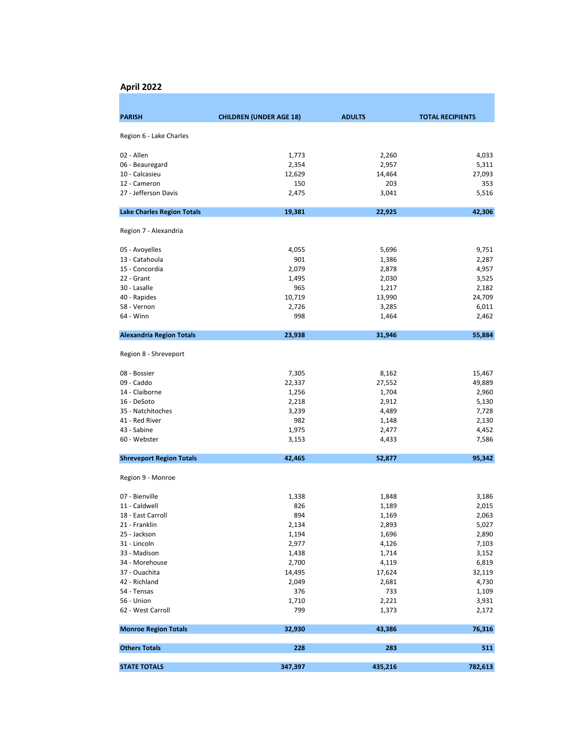## April 2022

| PARISH | CHILDREN (UNDER AGE 18) | ADULTS | TOTAL RECIPIENTS |
|---|---|---|---|
| Region 6 - Lake Charles | | | |
| 02 - Allen | 1,773 | 2,260 | 4,033 |
| 06 - Beauregard | 2,354 | 2,957 | 5,311 |
| 10 - Calcasieu | 12,629 | 14,464 | 27,093 |
| 12 - Cameron | 150 | 203 | 353 |
| 27 - Jefferson Davis | 2,475 | 3,041 | 5,516 |
| **Lake Charles Region Totals** | **19,381** | **22,925** | **42,306** |
| Region 7 - Alexandria | | | |
| 05 - Avoyelles | 4,055 | 5,696 | 9,751 |
| 13 - Catahoula | 901 | 1,386 | 2,287 |
| 15 - Concordia | 2,079 | 2,878 | 4,957 |
| 22 - Grant | 1,495 | 2,030 | 3,525 |
| 30 - Lasalle | 965 | 1,217 | 2,182 |
| 40 - Rapides | 10,719 | 13,990 | 24,709 |
| 58 - Vernon | 2,726 | 3,285 | 6,011 |
| 64 - Winn | 998 | 1,464 | 2,462 |
| **Alexandria Region Totals** | **23,938** | **31,946** | **55,884** |
| Region 8 - Shreveport | | | |
| 08 - Bossier | 7,305 | 8,162 | 15,467 |
| 09 - Caddo | 22,337 | 27,552 | 49,889 |
| 14 - Claiborne | 1,256 | 1,704 | 2,960 |
| 16 - DeSoto | 2,218 | 2,912 | 5,130 |
| 35 - Natchitoches | 3,239 | 4,489 | 7,728 |
| 41 - Red River | 982 | 1,148 | 2,130 |
| 43 - Sabine | 1,975 | 2,477 | 4,452 |
| 60 - Webster | 3,153 | 4,433 | 7,586 |
| **Shreveport Region Totals** | **42,465** | **52,877** | **95,342** |
| Region 9 - Monroe | | | |
| 07 - Bienville | 1,338 | 1,848 | 3,186 |
| 11 - Caldwell | 826 | 1,189 | 2,015 |
| 18 - East Carroll | 894 | 1,169 | 2,063 |
| 21 - Franklin | 2,134 | 2,893 | 5,027 |
| 25 - Jackson | 1,194 | 1,696 | 2,890 |
| 31 - Lincoln | 2,977 | 4,126 | 7,103 |
| 33 - Madison | 1,438 | 1,714 | 3,152 |
| 34 - Morehouse | 2,700 | 4,119 | 6,819 |
| 37 - Ouachita | 14,495 | 17,624 | 32,119 |
| 42 - Richland | 2,049 | 2,681 | 4,730 |
| 54 - Tensas | 376 | 733 | 1,109 |
| 56 - Union | 1,710 | 2,221 | 3,931 |
| 62 - West Carroll | 799 | 1,373 | 2,172 |
| **Monroe Region Totals** | **32,930** | **43,386** | **76,316** |
| **Others Totals** | **228** | **283** | **511** |
| **STATE TOTALS** | **347,397** | **435,216** | **782,613** |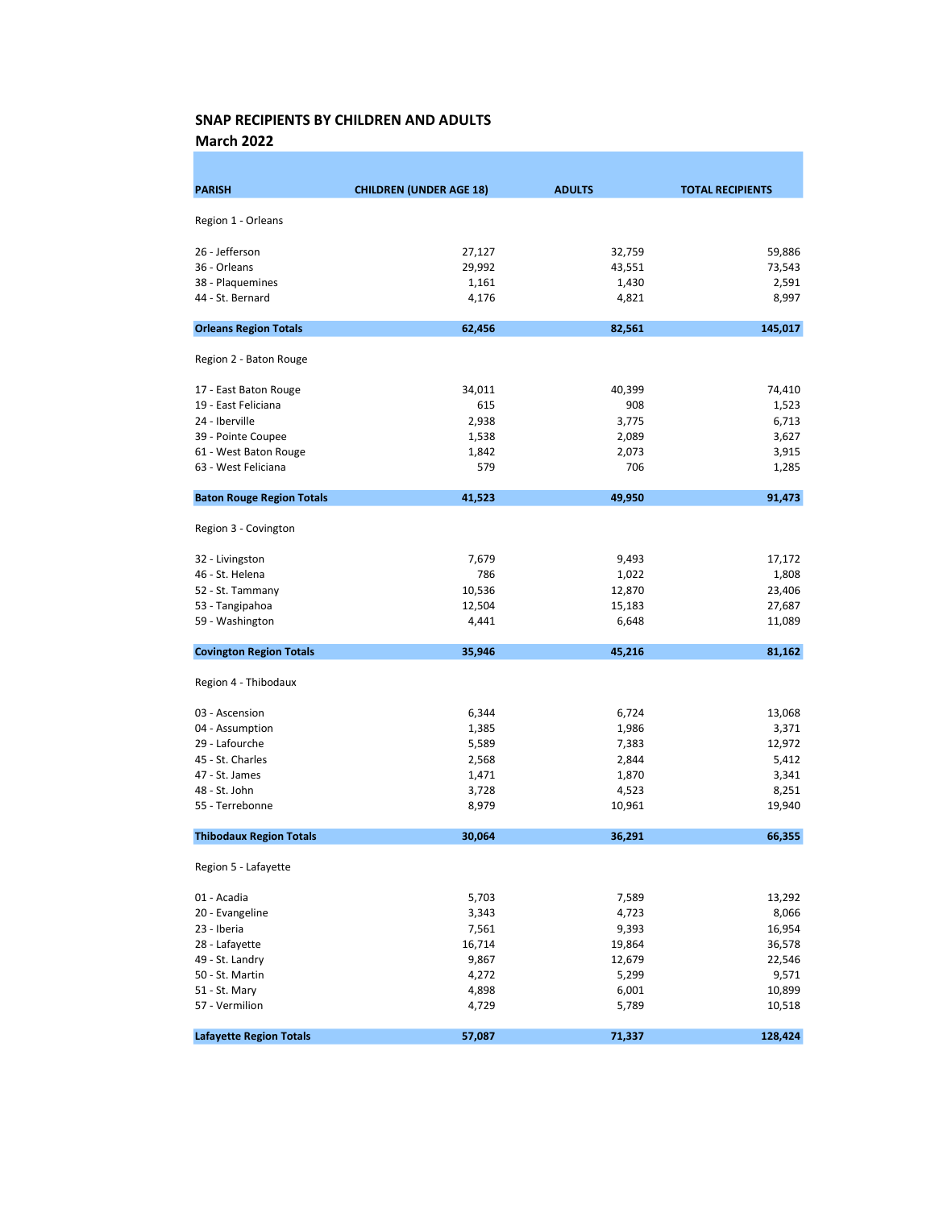**SNAP RECIPIENTS BY CHILDREN AND ADULTS**

**March 2022**

| PARISH | CHILDREN (UNDER AGE 18) | ADULTS | TOTAL RECIPIENTS |
|---|---|---|---|
| Region 1 - Orleans | | | |
| 26 - Jefferson | 27,127 | 32,759 | 59,886 |
| 36 - Orleans | 29,992 | 43,551 | 73,543 |
| 38 - Plaquemines | 1,161 | 1,430 | 2,591 |
| 44 - St. Bernard | 4,176 | 4,821 | 8,997 |
| **Orleans Region Totals** | **62,456** | **82,561** | **145,017** |
| Region 2 - Baton Rouge | | | |
| 17 - East Baton Rouge | 34,011 | 40,399 | 74,410 |
| 19 - East Feliciana | 615 | 908 | 1,523 |
| 24 - Iberville | 2,938 | 3,775 | 6,713 |
| 39 - Pointe Coupee | 1,538 | 2,089 | 3,627 |
| 61 - West Baton Rouge | 1,842 | 2,073 | 3,915 |
| 63 - West Feliciana | 579 | 706 | 1,285 |
| **Baton Rouge Region Totals** | **41,523** | **49,950** | **91,473** |
| Region 3 - Covington | | | |
| 32 - Livingston | 7,679 | 9,493 | 17,172 |
| 46 - St. Helena | 786 | 1,022 | 1,808 |
| 52 - St. Tammany | 10,536 | 12,870 | 23,406 |
| 53 - Tangipahoa | 12,504 | 15,183 | 27,687 |
| 59 - Washington | 4,441 | 6,648 | 11,089 |
| **Covington Region Totals** | **35,946** | **45,216** | **81,162** |
| Region 4 - Thibodaux | | | |
| 03 - Ascension | 6,344 | 6,724 | 13,068 |
| 04 - Assumption | 1,385 | 1,986 | 3,371 |
| 29 - Lafourche | 5,589 | 7,383 | 12,972 |
| 45 - St. Charles | 2,568 | 2,844 | 5,412 |
| 47 - St. James | 1,471 | 1,870 | 3,341 |
| 48 - St. John | 3,728 | 4,523 | 8,251 |
| 55 - Terrebonne | 8,979 | 10,961 | 19,940 |
| **Thibodaux Region Totals** | **30,064** | **36,291** | **66,355** |
| Region 5 - Lafayette | | | |
| 01 - Acadia | 5,703 | 7,589 | 13,292 |
| 20 - Evangeline | 3,343 | 4,723 | 8,066 |
| 23 - Iberia | 7,561 | 9,393 | 16,954 |
| 28 - Lafayette | 16,714 | 19,864 | 36,578 |
| 49 - St. Landry | 9,867 | 12,679 | 22,546 |
| 50 - St. Martin | 4,272 | 5,299 | 9,571 |
| 51 - St. Mary | 4,898 | 6,001 | 10,899 |
| 57 - Vermilion | 4,729 | 5,789 | 10,518 |
| **Lafayette Region Totals** | **57,087** | **71,337** | **128,424** |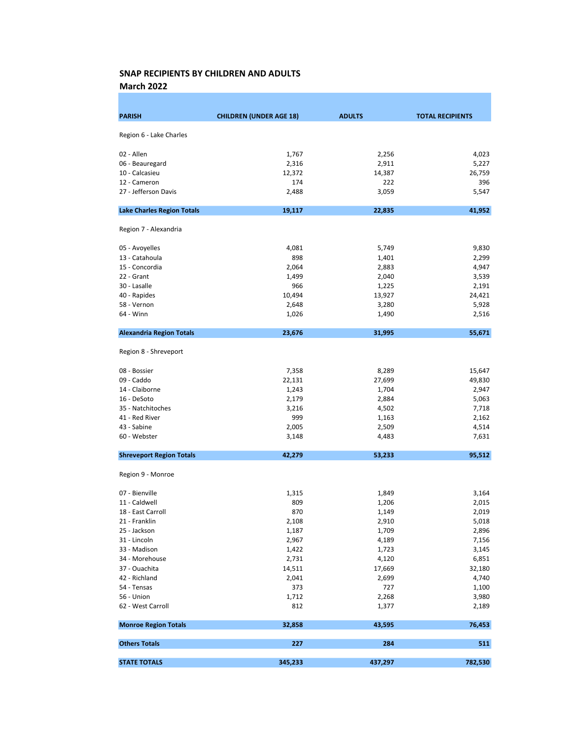## SNAP RECIPIENTS BY CHILDREN AND ADULTS

### March 2022

| PARISH | CHILDREN (UNDER AGE 18) | ADULTS | TOTAL RECIPIENTS |
|---|---|---|---|
| Region 6 - Lake Charles | | | |
| 02 - Allen | 1,767 | 2,256 | 4,023 |
| 06 - Beauregard | 2,316 | 2,911 | 5,227 |
| 10 - Calcasieu | 12,372 | 14,387 | 26,759 |
| 12 - Cameron | 174 | 222 | 396 |
| 27 - Jefferson Davis | 2,488 | 3,059 | 5,547 |
| **Lake Charles Region Totals** | **19,117** | **22,835** | **41,952** |
| Region 7 - Alexandria | | | |
| 05 - Avoyelles | 4,081 | 5,749 | 9,830 |
| 13 - Catahoula | 898 | 1,401 | 2,299 |
| 15 - Concordia | 2,064 | 2,883 | 4,947 |
| 22 - Grant | 1,499 | 2,040 | 3,539 |
| 30 - Lasalle | 966 | 1,225 | 2,191 |
| 40 - Rapides | 10,494 | 13,927 | 24,421 |
| 58 - Vernon | 2,648 | 3,280 | 5,928 |
| 64 - Winn | 1,026 | 1,490 | 2,516 |
| **Alexandria Region Totals** | **23,676** | **31,995** | **55,671** |
| Region 8 - Shreveport | | | |
| 08 - Bossier | 7,358 | 8,289 | 15,647 |
| 09 - Caddo | 22,131 | 27,699 | 49,830 |
| 14 - Claiborne | 1,243 | 1,704 | 2,947 |
| 16 - DeSoto | 2,179 | 2,884 | 5,063 |
| 35 - Natchitoches | 3,216 | 4,502 | 7,718 |
| 41 - Red River | 999 | 1,163 | 2,162 |
| 43 - Sabine | 2,005 | 2,509 | 4,514 |
| 60 - Webster | 3,148 | 4,483 | 7,631 |
| **Shreveport Region Totals** | **42,279** | **53,233** | **95,512** |
| Region 9 - Monroe | | | |
| 07 - Bienville | 1,315 | 1,849 | 3,164 |
| 11 - Caldwell | 809 | 1,206 | 2,015 |
| 18 - East Carroll | 870 | 1,149 | 2,019 |
| 21 - Franklin | 2,108 | 2,910 | 5,018 |
| 25 - Jackson | 1,187 | 1,709 | 2,896 |
| 31 - Lincoln | 2,967 | 4,189 | 7,156 |
| 33 - Madison | 1,422 | 1,723 | 3,145 |
| 34 - Morehouse | 2,731 | 4,120 | 6,851 |
| 37 - Ouachita | 14,511 | 17,669 | 32,180 |
| 42 - Richland | 2,041 | 2,699 | 4,740 |
| 54 - Tensas | 373 | 727 | 1,100 |
| 56 - Union | 1,712 | 2,268 | 3,980 |
| 62 - West Carroll | 812 | 1,377 | 2,189 |
| **Monroe Region Totals** | **32,858** | **43,595** | **76,453** |
| **Others Totals** | **227** | **284** | **511** |
| **STATE TOTALS** | **345,233** | **437,297** | **782,530** |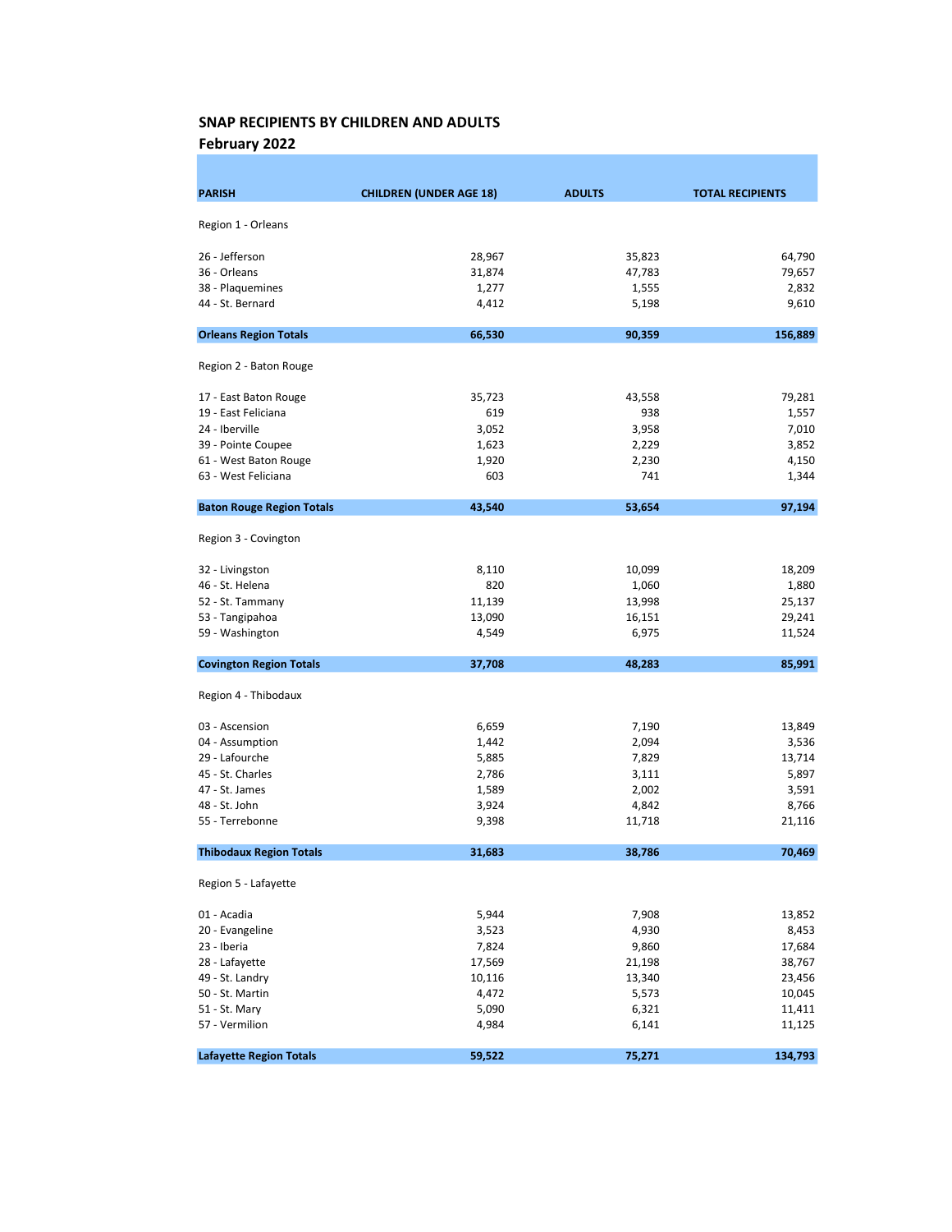**SNAP RECIPIENTS BY CHILDREN AND ADULTS**

**February 2022**

| PARISH | CHILDREN (UNDER AGE 18) | ADULTS | TOTAL RECIPIENTS |
|---|---|---|---|
| Region 1 - Orleans | | | |
| 26 - Jefferson | 28,967 | 35,823 | 64,790 |
| 36 - Orleans | 31,874 | 47,783 | 79,657 |
| 38 - Plaquemines | 1,277 | 1,555 | 2,832 |
| 44 - St. Bernard | 4,412 | 5,198 | 9,610 |
| **Orleans Region Totals** | **66,530** | **90,359** | **156,889** |
| Region 2 - Baton Rouge | | | |
| 17 - East Baton Rouge | 35,723 | 43,558 | 79,281 |
| 19 - East Feliciana | 619 | 938 | 1,557 |
| 24 - Iberville | 3,052 | 3,958 | 7,010 |
| 39 - Pointe Coupee | 1,623 | 2,229 | 3,852 |
| 61 - West Baton Rouge | 1,920 | 2,230 | 4,150 |
| 63 - West Feliciana | 603 | 741 | 1,344 |
| **Baton Rouge Region Totals** | **43,540** | **53,654** | **97,194** |
| Region 3 - Covington | | | |
| 32 - Livingston | 8,110 | 10,099 | 18,209 |
| 46 - St. Helena | 820 | 1,060 | 1,880 |
| 52 - St. Tammany | 11,139 | 13,998 | 25,137 |
| 53 - Tangipahoa | 13,090 | 16,151 | 29,241 |
| 59 - Washington | 4,549 | 6,975 | 11,524 |
| **Covington Region Totals** | **37,708** | **48,283** | **85,991** |
| Region 4 - Thibodaux | | | |
| 03 - Ascension | 6,659 | 7,190 | 13,849 |
| 04 - Assumption | 1,442 | 2,094 | 3,536 |
| 29 - Lafourche | 5,885 | 7,829 | 13,714 |
| 45 - St. Charles | 2,786 | 3,111 | 5,897 |
| 47 - St. James | 1,589 | 2,002 | 3,591 |
| 48 - St. John | 3,924 | 4,842 | 8,766 |
| 55 - Terrebonne | 9,398 | 11,718 | 21,116 |
| **Thibodaux Region Totals** | **31,683** | **38,786** | **70,469** |
| Region 5 - Lafayette | | | |
| 01 - Acadia | 5,944 | 7,908 | 13,852 |
| 20 - Evangeline | 3,523 | 4,930 | 8,453 |
| 23 - Iberia | 7,824 | 9,860 | 17,684 |
| 28 - Lafayette | 17,569 | 21,198 | 38,767 |
| 49 - St. Landry | 10,116 | 13,340 | 23,456 |
| 50 - St. Martin | 4,472 | 5,573 | 10,045 |
| 51 - St. Mary | 5,090 | 6,321 | 11,411 |
| 57 - Vermilion | 4,984 | 6,141 | 11,125 |
| **Lafayette Region Totals** | **59,522** | **75,271** | **134,793** |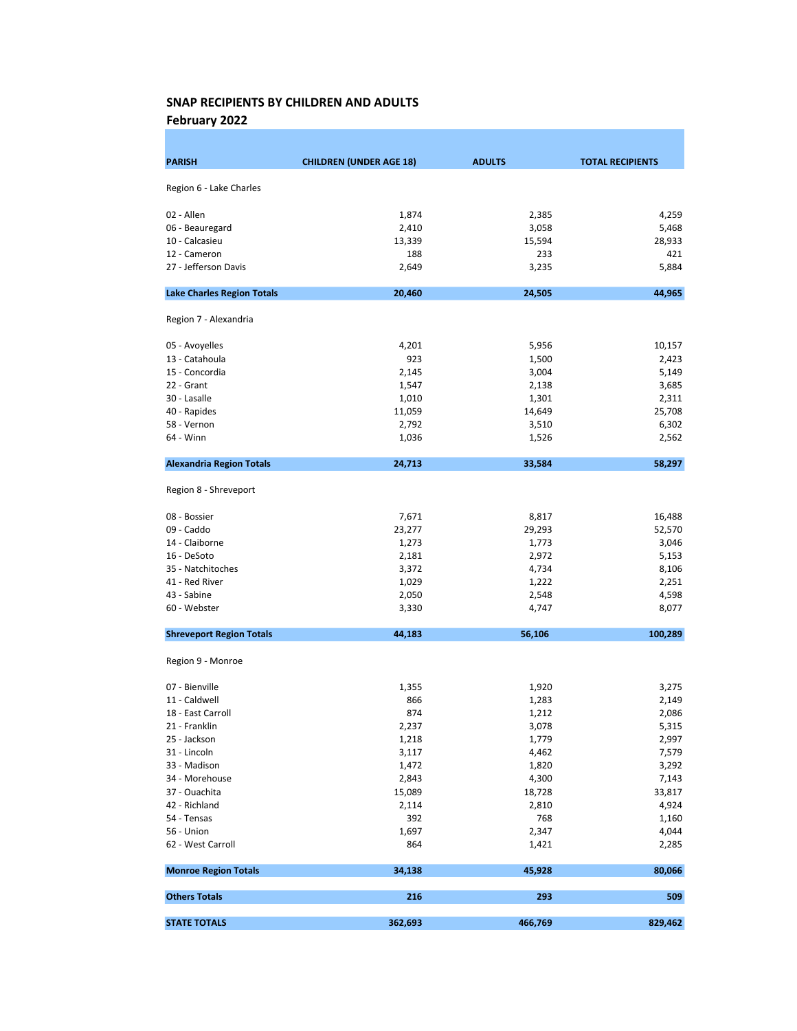## SNAP RECIPIENTS BY CHILDREN AND ADULTS

### February 2022

| PARISH | CHILDREN (UNDER AGE 18) | ADULTS | TOTAL RECIPIENTS |
|---|---|---|---|
| Region 6 - Lake Charles | | | |
| 02 - Allen | 1,874 | 2,385 | 4,259 |
| 06 - Beauregard | 2,410 | 3,058 | 5,468 |
| 10 - Calcasieu | 13,339 | 15,594 | 28,933 |
| 12 - Cameron | 188 | 233 | 421 |
| 27 - Jefferson Davis | 2,649 | 3,235 | 5,884 |
| **Lake Charles Region Totals** | **20,460** | **24,505** | **44,965** |
| Region 7 - Alexandria | | | |
| 05 - Avoyelles | 4,201 | 5,956 | 10,157 |
| 13 - Catahoula | 923 | 1,500 | 2,423 |
| 15 - Concordia | 2,145 | 3,004 | 5,149 |
| 22 - Grant | 1,547 | 2,138 | 3,685 |
| 30 - Lasalle | 1,010 | 1,301 | 2,311 |
| 40 - Rapides | 11,059 | 14,649 | 25,708 |
| 58 - Vernon | 2,792 | 3,510 | 6,302 |
| 64 - Winn | 1,036 | 1,526 | 2,562 |
| **Alexandria Region Totals** | **24,713** | **33,584** | **58,297** |
| Region 8 - Shreveport | | | |
| 08 - Bossier | 7,671 | 8,817 | 16,488 |
| 09 - Caddo | 23,277 | 29,293 | 52,570 |
| 14 - Claiborne | 1,273 | 1,773 | 3,046 |
| 16 - DeSoto | 2,181 | 2,972 | 5,153 |
| 35 - Natchitoches | 3,372 | 4,734 | 8,106 |
| 41 - Red River | 1,029 | 1,222 | 2,251 |
| 43 - Sabine | 2,050 | 2,548 | 4,598 |
| 60 - Webster | 3,330 | 4,747 | 8,077 |
| **Shreveport Region Totals** | **44,183** | **56,106** | **100,289** |
| Region 9 - Monroe | | | |
| 07 - Bienville | 1,355 | 1,920 | 3,275 |
| 11 - Caldwell | 866 | 1,283 | 2,149 |
| 18 - East Carroll | 874 | 1,212 | 2,086 |
| 21 - Franklin | 2,237 | 3,078 | 5,315 |
| 25 - Jackson | 1,218 | 1,779 | 2,997 |
| 31 - Lincoln | 3,117 | 4,462 | 7,579 |
| 33 - Madison | 1,472 | 1,820 | 3,292 |
| 34 - Morehouse | 2,843 | 4,300 | 7,143 |
| 37 - Ouachita | 15,089 | 18,728 | 33,817 |
| 42 - Richland | 2,114 | 2,810 | 4,924 |
| 54 - Tensas | 392 | 768 | 1,160 |
| 56 - Union | 1,697 | 2,347 | 4,044 |
| 62 - West Carroll | 864 | 1,421 | 2,285 |
| **Monroe Region Totals** | **34,138** | **45,928** | **80,066** |
| **Others Totals** | **216** | **293** | **509** |
| **STATE TOTALS** | **362,693** | **466,769** | **829,462** |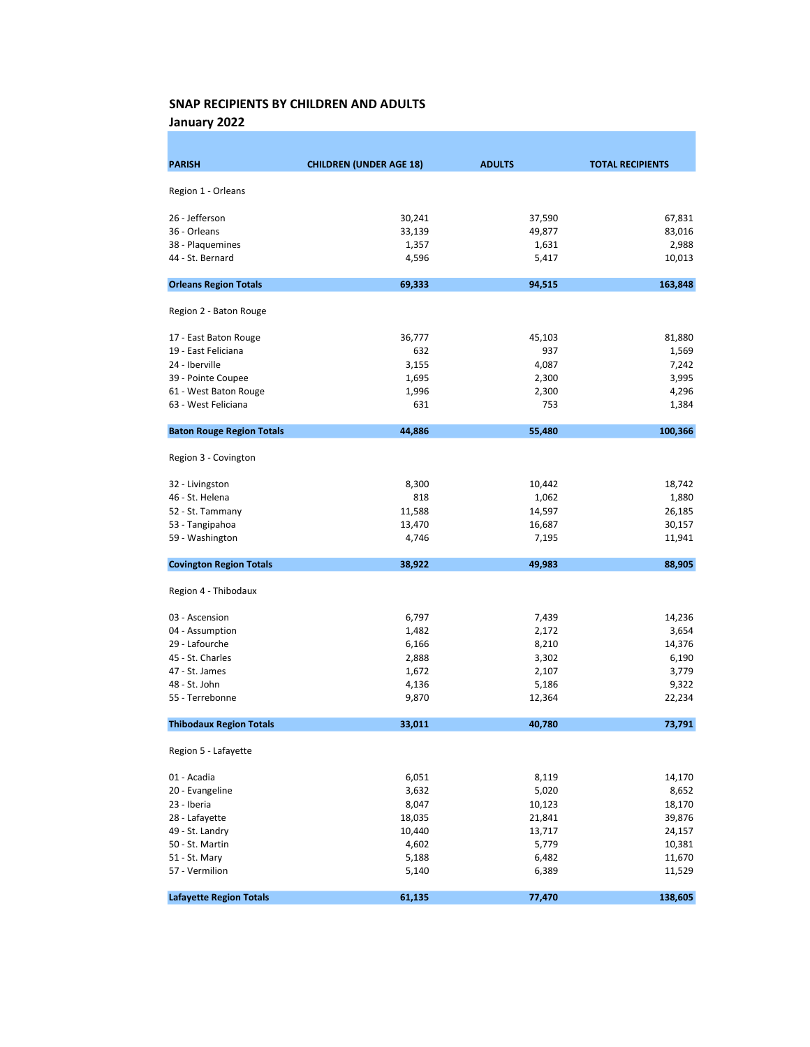## SNAP RECIPIENTS BY CHILDREN AND ADULTS

### January 2022

| PARISH | CHILDREN (UNDER AGE 18) | ADULTS | TOTAL RECIPIENTS |
|---|---|---|---|
| Region 1 - Orleans | | | |
| 26 - Jefferson | 30,241 | 37,590 | 67,831 |
| 36 - Orleans | 33,139 | 49,877 | 83,016 |
| 38 - Plaquemines | 1,357 | 1,631 | 2,988 |
| 44 - St. Bernard | 4,596 | 5,417 | 10,013 |
| **Orleans Region Totals** | **69,333** | **94,515** | **163,848** |
| Region 2 - Baton Rouge | | | |
| 17 - East Baton Rouge | 36,777 | 45,103 | 81,880 |
| 19 - East Feliciana | 632 | 937 | 1,569 |
| 24 - Iberville | 3,155 | 4,087 | 7,242 |
| 39 - Pointe Coupee | 1,695 | 2,300 | 3,995 |
| 61 - West Baton Rouge | 1,996 | 2,300 | 4,296 |
| 63 - West Feliciana | 631 | 753 | 1,384 |
| **Baton Rouge Region Totals** | **44,886** | **55,480** | **100,366** |
| Region 3 - Covington | | | |
| 32 - Livingston | 8,300 | 10,442 | 18,742 |
| 46 - St. Helena | 818 | 1,062 | 1,880 |
| 52 - St. Tammany | 11,588 | 14,597 | 26,185 |
| 53 - Tangipahoa | 13,470 | 16,687 | 30,157 |
| 59 - Washington | 4,746 | 7,195 | 11,941 |
| **Covington Region Totals** | **38,922** | **49,983** | **88,905** |
| Region 4 - Thibodaux | | | |
| 03 - Ascension | 6,797 | 7,439 | 14,236 |
| 04 - Assumption | 1,482 | 2,172 | 3,654 |
| 29 - Lafourche | 6,166 | 8,210 | 14,376 |
| 45 - St. Charles | 2,888 | 3,302 | 6,190 |
| 47 - St. James | 1,672 | 2,107 | 3,779 |
| 48 - St. John | 4,136 | 5,186 | 9,322 |
| 55 - Terrebonne | 9,870 | 12,364 | 22,234 |
| **Thibodaux Region Totals** | **33,011** | **40,780** | **73,791** |
| Region 5 - Lafayette | | | |
| 01 - Acadia | 6,051 | 8,119 | 14,170 |
| 20 - Evangeline | 3,632 | 5,020 | 8,652 |
| 23 - Iberia | 8,047 | 10,123 | 18,170 |
| 28 - Lafayette | 18,035 | 21,841 | 39,876 |
| 49 - St. Landry | 10,440 | 13,717 | 24,157 |
| 50 - St. Martin | 4,602 | 5,779 | 10,381 |
| 51 - St. Mary | 5,188 | 6,482 | 11,670 |
| 57 - Vermilion | 5,140 | 6,389 | 11,529 |
| **Lafayette Region Totals** | **61,135** | **77,470** | **138,605** |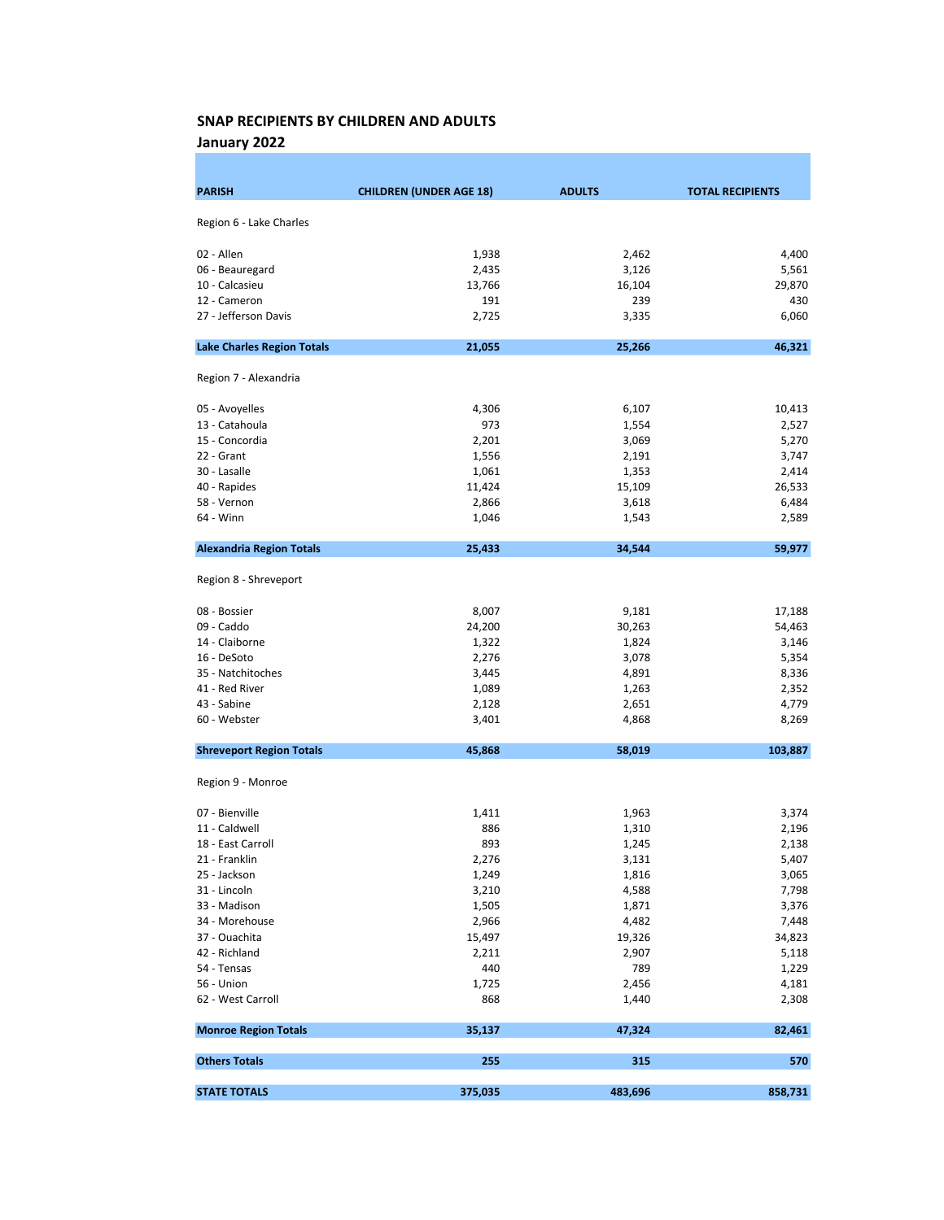## SNAP RECIPIENTS BY CHILDREN AND ADULTS

### January 2022

| PARISH | CHILDREN (UNDER AGE 18) | ADULTS | TOTAL RECIPIENTS |
|---|---|---|---|
| Region 6 - Lake Charles | | | |
| 02 - Allen | 1,938 | 2,462 | 4,400 |
| 06 - Beauregard | 2,435 | 3,126 | 5,561 |
| 10 - Calcasieu | 13,766 | 16,104 | 29,870 |
| 12 - Cameron | 191 | 239 | 430 |
| 27 - Jefferson Davis | 2,725 | 3,335 | 6,060 |
| **Lake Charles Region Totals** | **21,055** | **25,266** | **46,321** |
| Region 7 - Alexandria | | | |
| 05 - Avoyelles | 4,306 | 6,107 | 10,413 |
| 13 - Catahoula | 973 | 1,554 | 2,527 |
| 15 - Concordia | 2,201 | 3,069 | 5,270 |
| 22 - Grant | 1,556 | 2,191 | 3,747 |
| 30 - Lasalle | 1,061 | 1,353 | 2,414 |
| 40 - Rapides | 11,424 | 15,109 | 26,533 |
| 58 - Vernon | 2,866 | 3,618 | 6,484 |
| 64 - Winn | 1,046 | 1,543 | 2,589 |
| **Alexandria Region Totals** | **25,433** | **34,544** | **59,977** |
| Region 8 - Shreveport | | | |
| 08 - Bossier | 8,007 | 9,181 | 17,188 |
| 09 - Caddo | 24,200 | 30,263 | 54,463 |
| 14 - Claiborne | 1,322 | 1,824 | 3,146 |
| 16 - DeSoto | 2,276 | 3,078 | 5,354 |
| 35 - Natchitoches | 3,445 | 4,891 | 8,336 |
| 41 - Red River | 1,089 | 1,263 | 2,352 |
| 43 - Sabine | 2,128 | 2,651 | 4,779 |
| 60 - Webster | 3,401 | 4,868 | 8,269 |
| **Shreveport Region Totals** | **45,868** | **58,019** | **103,887** |
| Region 9 - Monroe | | | |
| 07 - Bienville | 1,411 | 1,963 | 3,374 |
| 11 - Caldwell | 886 | 1,310 | 2,196 |
| 18 - East Carroll | 893 | 1,245 | 2,138 |
| 21 - Franklin | 2,276 | 3,131 | 5,407 |
| 25 - Jackson | 1,249 | 1,816 | 3,065 |
| 31 - Lincoln | 3,210 | 4,588 | 7,798 |
| 33 - Madison | 1,505 | 1,871 | 3,376 |
| 34 - Morehouse | 2,966 | 4,482 | 7,448 |
| 37 - Ouachita | 15,497 | 19,326 | 34,823 |
| 42 - Richland | 2,211 | 2,907 | 5,118 |
| 54 - Tensas | 440 | 789 | 1,229 |
| 56 - Union | 1,725 | 2,456 | 4,181 |
| 62 - West Carroll | 868 | 1,440 | 2,308 |
| **Monroe Region Totals** | **35,137** | **47,324** | **82,461** |
| **Others Totals** | **255** | **315** | **570** |
| **STATE TOTALS** | **375,035** | **483,696** | **858,731** |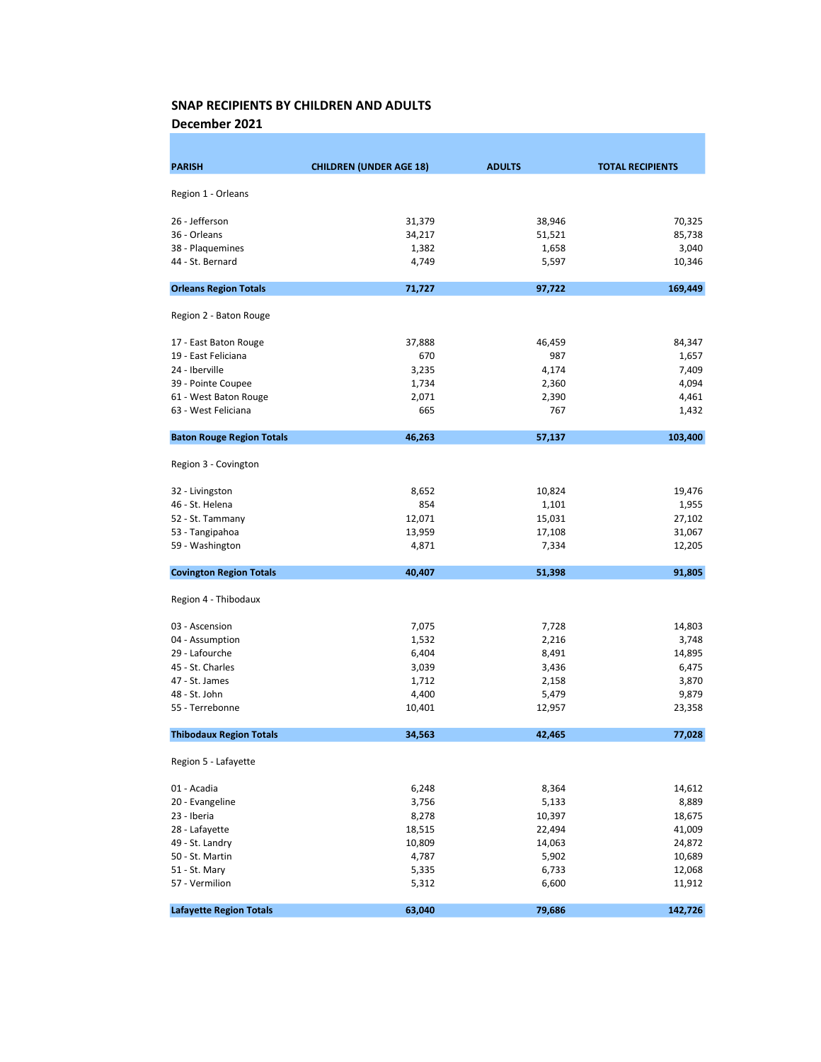## SNAP RECIPIENTS BY CHILDREN AND ADULTS

### December 2021

| PARISH | CHILDREN (UNDER AGE 18) | ADULTS | TOTAL RECIPIENTS |
|---|---|---|---|
| Region 1 - Orleans | | | |
| 26 - Jefferson | 31,379 | 38,946 | 70,325 |
| 36 - Orleans | 34,217 | 51,521 | 85,738 |
| 38 - Plaquemines | 1,382 | 1,658 | 3,040 |
| 44 - St. Bernard | 4,749 | 5,597 | 10,346 |
| **Orleans Region Totals** | **71,727** | **97,722** | **169,449** |
| Region 2 - Baton Rouge | | | |
| 17 - East Baton Rouge | 37,888 | 46,459 | 84,347 |
| 19 - East Feliciana | 670 | 987 | 1,657 |
| 24 - Iberville | 3,235 | 4,174 | 7,409 |
| 39 - Pointe Coupee | 1,734 | 2,360 | 4,094 |
| 61 - West Baton Rouge | 2,071 | 2,390 | 4,461 |
| 63 - West Feliciana | 665 | 767 | 1,432 |
| **Baton Rouge Region Totals** | **46,263** | **57,137** | **103,400** |
| Region 3 - Covington | | | |
| 32 - Livingston | 8,652 | 10,824 | 19,476 |
| 46 - St. Helena | 854 | 1,101 | 1,955 |
| 52 - St. Tammany | 12,071 | 15,031 | 27,102 |
| 53 - Tangipahoa | 13,959 | 17,108 | 31,067 |
| 59 - Washington | 4,871 | 7,334 | 12,205 |
| **Covington Region Totals** | **40,407** | **51,398** | **91,805** |
| Region 4 - Thibodaux | | | |
| 03 - Ascension | 7,075 | 7,728 | 14,803 |
| 04 - Assumption | 1,532 | 2,216 | 3,748 |
| 29 - Lafourche | 6,404 | 8,491 | 14,895 |
| 45 - St. Charles | 3,039 | 3,436 | 6,475 |
| 47 - St. James | 1,712 | 2,158 | 3,870 |
| 48 - St. John | 4,400 | 5,479 | 9,879 |
| 55 - Terrebonne | 10,401 | 12,957 | 23,358 |
| **Thibodaux Region Totals** | **34,563** | **42,465** | **77,028** |
| Region 5 - Lafayette | | | |
| 01 - Acadia | 6,248 | 8,364 | 14,612 |
| 20 - Evangeline | 3,756 | 5,133 | 8,889 |
| 23 - Iberia | 8,278 | 10,397 | 18,675 |
| 28 - Lafayette | 18,515 | 22,494 | 41,009 |
| 49 - St. Landry | 10,809 | 14,063 | 24,872 |
| 50 - St. Martin | 4,787 | 5,902 | 10,689 |
| 51 - St. Mary | 5,335 | 6,733 | 12,068 |
| 57 - Vermilion | 5,312 | 6,600 | 11,912 |
| **Lafayette Region Totals** | **63,040** | **79,686** | **142,726** |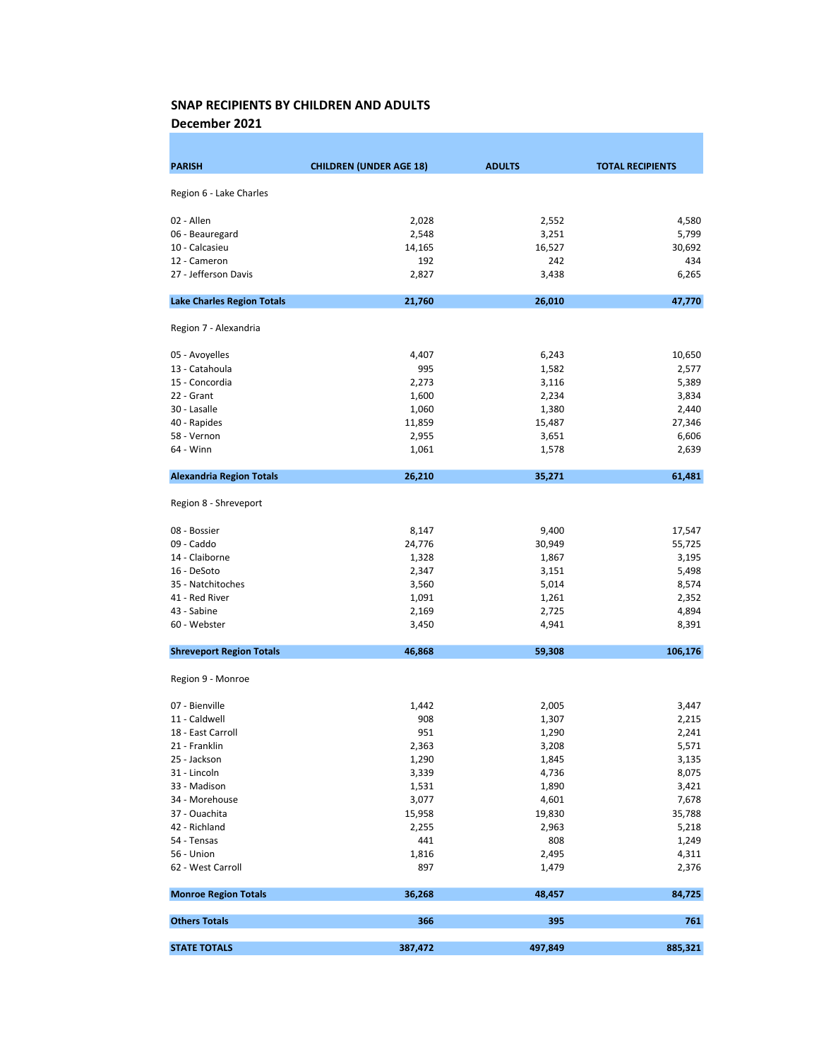**SNAP RECIPIENTS BY CHILDREN AND ADULTS**

**December 2021**

| PARISH | CHILDREN (UNDER AGE 18) | ADULTS | TOTAL RECIPIENTS |
|---|---|---|---|
| Region 6 - Lake Charles | | | |
| 02 - Allen | 2,028 | 2,552 | 4,580 |
| 06 - Beauregard | 2,548 | 3,251 | 5,799 |
| 10 - Calcasieu | 14,165 | 16,527 | 30,692 |
| 12 - Cameron | 192 | 242 | 434 |
| 27 - Jefferson Davis | 2,827 | 3,438 | 6,265 |
| **Lake Charles Region Totals** | **21,760** | **26,010** | **47,770** |
| Region 7 - Alexandria | | | |
| 05 - Avoyelles | 4,407 | 6,243 | 10,650 |
| 13 - Catahoula | 995 | 1,582 | 2,577 |
| 15 - Concordia | 2,273 | 3,116 | 5,389 |
| 22 - Grant | 1,600 | 2,234 | 3,834 |
| 30 - Lasalle | 1,060 | 1,380 | 2,440 |
| 40 - Rapides | 11,859 | 15,487 | 27,346 |
| 58 - Vernon | 2,955 | 3,651 | 6,606 |
| 64 - Winn | 1,061 | 1,578 | 2,639 |
| **Alexandria Region Totals** | **26,210** | **35,271** | **61,481** |
| Region 8 - Shreveport | | | |
| 08 - Bossier | 8,147 | 9,400 | 17,547 |
| 09 - Caddo | 24,776 | 30,949 | 55,725 |
| 14 - Claiborne | 1,328 | 1,867 | 3,195 |
| 16 - DeSoto | 2,347 | 3,151 | 5,498 |
| 35 - Natchitoches | 3,560 | 5,014 | 8,574 |
| 41 - Red River | 1,091 | 1,261 | 2,352 |
| 43 - Sabine | 2,169 | 2,725 | 4,894 |
| 60 - Webster | 3,450 | 4,941 | 8,391 |
| **Shreveport Region Totals** | **46,868** | **59,308** | **106,176** |
| Region 9 - Monroe | | | |
| 07 - Bienville | 1,442 | 2,005 | 3,447 |
| 11 - Caldwell | 908 | 1,307 | 2,215 |
| 18 - East Carroll | 951 | 1,290 | 2,241 |
| 21 - Franklin | 2,363 | 3,208 | 5,571 |
| 25 - Jackson | 1,290 | 1,845 | 3,135 |
| 31 - Lincoln | 3,339 | 4,736 | 8,075 |
| 33 - Madison | 1,531 | 1,890 | 3,421 |
| 34 - Morehouse | 3,077 | 4,601 | 7,678 |
| 37 - Ouachita | 15,958 | 19,830 | 35,788 |
| 42 - Richland | 2,255 | 2,963 | 5,218 |
| 54 - Tensas | 441 | 808 | 1,249 |
| 56 - Union | 1,816 | 2,495 | 4,311 |
| 62 - West Carroll | 897 | 1,479 | 2,376 |
| **Monroe Region Totals** | **36,268** | **48,457** | **84,725** |
| **Others Totals** | **366** | **395** | **761** |
| **STATE TOTALS** | **387,472** | **497,849** | **885,321** |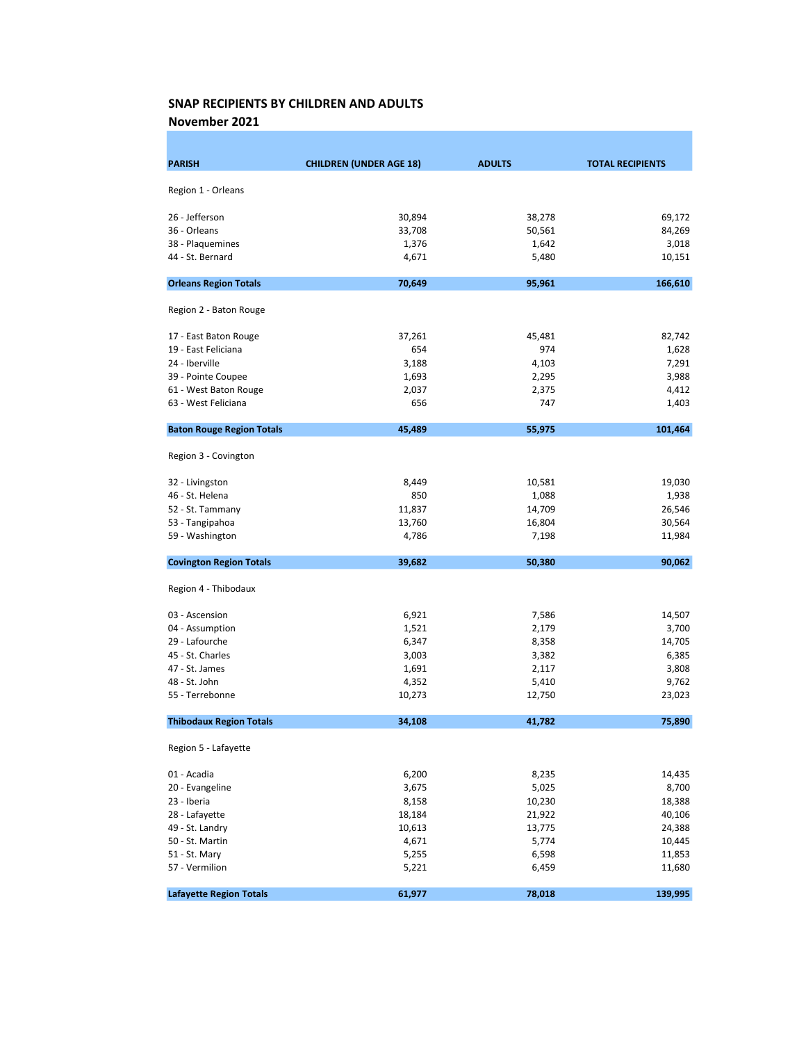## SNAP RECIPIENTS BY CHILDREN AND ADULTS

### November 2021

| PARISH | CHILDREN (UNDER AGE 18) | ADULTS | TOTAL RECIPIENTS |
|---|---|---|---|
| Region 1 - Orleans | | | |
| 26 - Jefferson | 30,894 | 38,278 | 69,172 |
| 36 - Orleans | 33,708 | 50,561 | 84,269 |
| 38 - Plaquemines | 1,376 | 1,642 | 3,018 |
| 44 - St. Bernard | 4,671 | 5,480 | 10,151 |
| **Orleans Region Totals** | **70,649** | **95,961** | **166,610** |
| Region 2 - Baton Rouge | | | |
| 17 - East Baton Rouge | 37,261 | 45,481 | 82,742 |
| 19 - East Feliciana | 654 | 974 | 1,628 |
| 24 - Iberville | 3,188 | 4,103 | 7,291 |
| 39 - Pointe Coupee | 1,693 | 2,295 | 3,988 |
| 61 - West Baton Rouge | 2,037 | 2,375 | 4,412 |
| 63 - West Feliciana | 656 | 747 | 1,403 |
| **Baton Rouge Region Totals** | **45,489** | **55,975** | **101,464** |
| Region 3 - Covington | | | |
| 32 - Livingston | 8,449 | 10,581 | 19,030 |
| 46 - St. Helena | 850 | 1,088 | 1,938 |
| 52 - St. Tammany | 11,837 | 14,709 | 26,546 |
| 53 - Tangipahoa | 13,760 | 16,804 | 30,564 |
| 59 - Washington | 4,786 | 7,198 | 11,984 |
| **Covington Region Totals** | **39,682** | **50,380** | **90,062** |
| Region 4 - Thibodaux | | | |
| 03 - Ascension | 6,921 | 7,586 | 14,507 |
| 04 - Assumption | 1,521 | 2,179 | 3,700 |
| 29 - Lafourche | 6,347 | 8,358 | 14,705 |
| 45 - St. Charles | 3,003 | 3,382 | 6,385 |
| 47 - St. James | 1,691 | 2,117 | 3,808 |
| 48 - St. John | 4,352 | 5,410 | 9,762 |
| 55 - Terrebonne | 10,273 | 12,750 | 23,023 |
| **Thibodaux Region Totals** | **34,108** | **41,782** | **75,890** |
| Region 5 - Lafayette | | | |
| 01 - Acadia | 6,200 | 8,235 | 14,435 |
| 20 - Evangeline | 3,675 | 5,025 | 8,700 |
| 23 - Iberia | 8,158 | 10,230 | 18,388 |
| 28 - Lafayette | 18,184 | 21,922 | 40,106 |
| 49 - St. Landry | 10,613 | 13,775 | 24,388 |
| 50 - St. Martin | 4,671 | 5,774 | 10,445 |
| 51 - St. Mary | 5,255 | 6,598 | 11,853 |
| 57 - Vermilion | 5,221 | 6,459 | 11,680 |
| **Lafayette Region Totals** | **61,977** | **78,018** | **139,995** |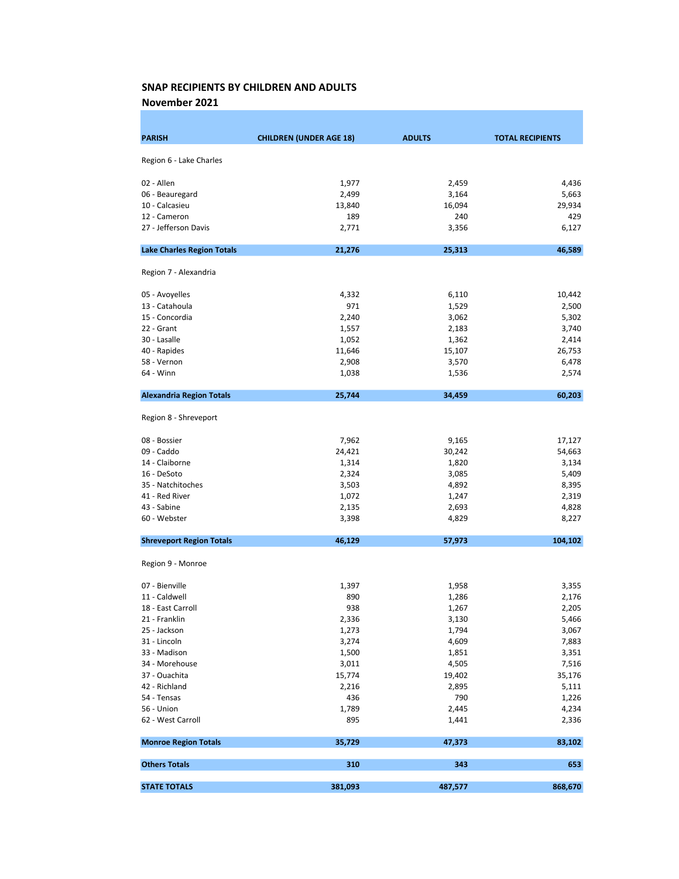**SNAP RECIPIENTS BY CHILDREN AND ADULTS**

**November 2021**

| PARISH | CHILDREN (UNDER AGE 18) | ADULTS | TOTAL RECIPIENTS |
|---|---|---|---|
| Region 6 - Lake Charles | | | |
| 02 - Allen | 1,977 | 2,459 | 4,436 |
| 06 - Beauregard | 2,499 | 3,164 | 5,663 |
| 10 - Calcasieu | 13,840 | 16,094 | 29,934 |
| 12 - Cameron | 189 | 240 | 429 |
| 27 - Jefferson Davis | 2,771 | 3,356 | 6,127 |
| **Lake Charles Region Totals** | **21,276** | **25,313** | **46,589** |
| Region 7 - Alexandria | | | |
| 05 - Avoyelles | 4,332 | 6,110 | 10,442 |
| 13 - Catahoula | 971 | 1,529 | 2,500 |
| 15 - Concordia | 2,240 | 3,062 | 5,302 |
| 22 - Grant | 1,557 | 2,183 | 3,740 |
| 30 - Lasalle | 1,052 | 1,362 | 2,414 |
| 40 - Rapides | 11,646 | 15,107 | 26,753 |
| 58 - Vernon | 2,908 | 3,570 | 6,478 |
| 64 - Winn | 1,038 | 1,536 | 2,574 |
| **Alexandria Region Totals** | **25,744** | **34,459** | **60,203** |
| Region 8 - Shreveport | | | |
| 08 - Bossier | 7,962 | 9,165 | 17,127 |
| 09 - Caddo | 24,421 | 30,242 | 54,663 |
| 14 - Claiborne | 1,314 | 1,820 | 3,134 |
| 16 - DeSoto | 2,324 | 3,085 | 5,409 |
| 35 - Natchitoches | 3,503 | 4,892 | 8,395 |
| 41 - Red River | 1,072 | 1,247 | 2,319 |
| 43 - Sabine | 2,135 | 2,693 | 4,828 |
| 60 - Webster | 3,398 | 4,829 | 8,227 |
| **Shreveport Region Totals** | **46,129** | **57,973** | **104,102** |
| Region 9 - Monroe | | | |
| 07 - Bienville | 1,397 | 1,958 | 3,355 |
| 11 - Caldwell | 890 | 1,286 | 2,176 |
| 18 - East Carroll | 938 | 1,267 | 2,205 |
| 21 - Franklin | 2,336 | 3,130 | 5,466 |
| 25 - Jackson | 1,273 | 1,794 | 3,067 |
| 31 - Lincoln | 3,274 | 4,609 | 7,883 |
| 33 - Madison | 1,500 | 1,851 | 3,351 |
| 34 - Morehouse | 3,011 | 4,505 | 7,516 |
| 37 - Ouachita | 15,774 | 19,402 | 35,176 |
| 42 - Richland | 2,216 | 2,895 | 5,111 |
| 54 - Tensas | 436 | 790 | 1,226 |
| 56 - Union | 1,789 | 2,445 | 4,234 |
| 62 - West Carroll | 895 | 1,441 | 2,336 |
| **Monroe Region Totals** | **35,729** | **47,373** | **83,102** |
| **Others Totals** | **310** | **343** | **653** |
| **STATE TOTALS** | **381,093** | **487,577** | **868,670** |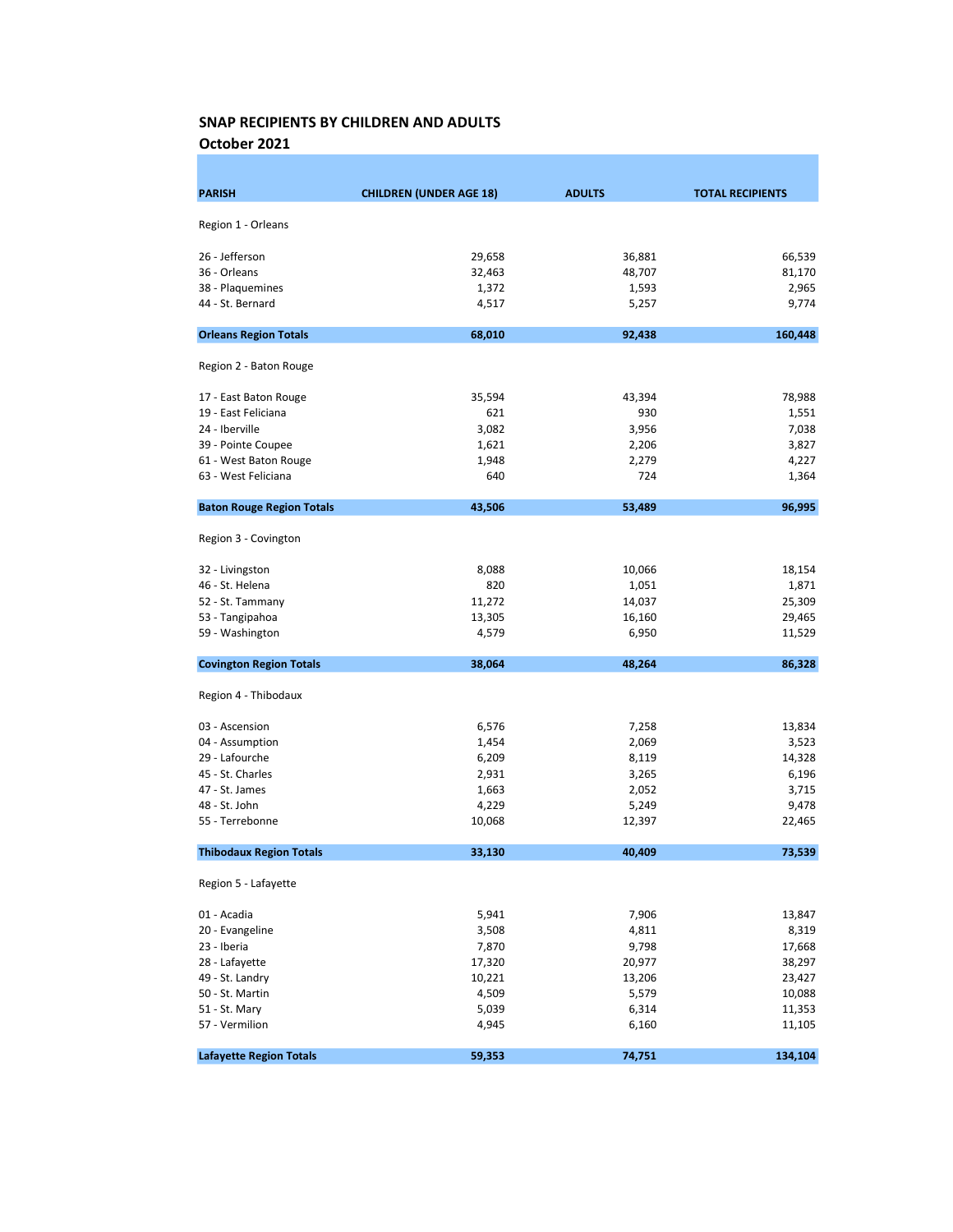## SNAP RECIPIENTS BY CHILDREN AND ADULTS

### October 2021

| PARISH | CHILDREN (UNDER AGE 18) | ADULTS | TOTAL RECIPIENTS |
|---|---|---|---|
| Region 1 - Orleans | | | |
| 26 - Jefferson | 29,658 | 36,881 | 66,539 |
| 36 - Orleans | 32,463 | 48,707 | 81,170 |
| 38 - Plaquemines | 1,372 | 1,593 | 2,965 |
| 44 - St. Bernard | 4,517 | 5,257 | 9,774 |
| **Orleans Region Totals** | **68,010** | **92,438** | **160,448** |
| Region 2 - Baton Rouge | | | |
| 17 - East Baton Rouge | 35,594 | 43,394 | 78,988 |
| 19 - East Feliciana | 621 | 930 | 1,551 |
| 24 - Iberville | 3,082 | 3,956 | 7,038 |
| 39 - Pointe Coupee | 1,621 | 2,206 | 3,827 |
| 61 - West Baton Rouge | 1,948 | 2,279 | 4,227 |
| 63 - West Feliciana | 640 | 724 | 1,364 |
| **Baton Rouge Region Totals** | **43,506** | **53,489** | **96,995** |
| Region 3 - Covington | | | |
| 32 - Livingston | 8,088 | 10,066 | 18,154 |
| 46 - St. Helena | 820 | 1,051 | 1,871 |
| 52 - St. Tammany | 11,272 | 14,037 | 25,309 |
| 53 - Tangipahoa | 13,305 | 16,160 | 29,465 |
| 59 - Washington | 4,579 | 6,950 | 11,529 |
| **Covington Region Totals** | **38,064** | **48,264** | **86,328** |
| Region 4 - Thibodaux | | | |
| 03 - Ascension | 6,576 | 7,258 | 13,834 |
| 04 - Assumption | 1,454 | 2,069 | 3,523 |
| 29 - Lafourche | 6,209 | 8,119 | 14,328 |
| 45 - St. Charles | 2,931 | 3,265 | 6,196 |
| 47 - St. James | 1,663 | 2,052 | 3,715 |
| 48 - St. John | 4,229 | 5,249 | 9,478 |
| 55 - Terrebonne | 10,068 | 12,397 | 22,465 |
| **Thibodaux Region Totals** | **33,130** | **40,409** | **73,539** |
| Region 5 - Lafayette | | | |
| 01 - Acadia | 5,941 | 7,906 | 13,847 |
| 20 - Evangeline | 3,508 | 4,811 | 8,319 |
| 23 - Iberia | 7,870 | 9,798 | 17,668 |
| 28 - Lafayette | 17,320 | 20,977 | 38,297 |
| 49 - St. Landry | 10,221 | 13,206 | 23,427 |
| 50 - St. Martin | 4,509 | 5,579 | 10,088 |
| 51 - St. Mary | 5,039 | 6,314 | 11,353 |
| 57 - Vermilion | 4,945 | 6,160 | 11,105 |
| **Lafayette Region Totals** | **59,353** | **74,751** | **134,104** |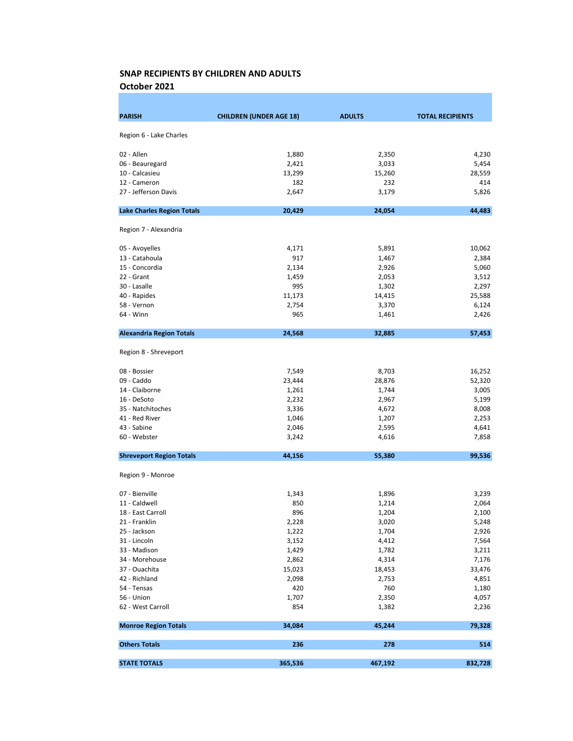## SNAP RECIPIENTS BY CHILDREN AND ADULTS

### October 2021

| PARISH | CHILDREN (UNDER AGE 18) | ADULTS | TOTAL RECIPIENTS |
|---|---|---|---|
| Region 6 - Lake Charles | | | |
| 02 - Allen | 1,880 | 2,350 | 4,230 |
| 06 - Beauregard | 2,421 | 3,033 | 5,454 |
| 10 - Calcasieu | 13,299 | 15,260 | 28,559 |
| 12 - Cameron | 182 | 232 | 414 |
| 27 - Jefferson Davis | 2,647 | 3,179 | 5,826 |
| **Lake Charles Region Totals** | **20,429** | **24,054** | **44,483** |
| Region 7 - Alexandria | | | |
| 05 - Avoyelles | 4,171 | 5,891 | 10,062 |
| 13 - Catahoula | 917 | 1,467 | 2,384 |
| 15 - Concordia | 2,134 | 2,926 | 5,060 |
| 22 - Grant | 1,459 | 2,053 | 3,512 |
| 30 - Lasalle | 995 | 1,302 | 2,297 |
| 40 - Rapides | 11,173 | 14,415 | 25,588 |
| 58 - Vernon | 2,754 | 3,370 | 6,124 |
| 64 - Winn | 965 | 1,461 | 2,426 |
| **Alexandria Region Totals** | **24,568** | **32,885** | **57,453** |
| Region 8 - Shreveport | | | |
| 08 - Bossier | 7,549 | 8,703 | 16,252 |
| 09 - Caddo | 23,444 | 28,876 | 52,320 |
| 14 - Claiborne | 1,261 | 1,744 | 3,005 |
| 16 - DeSoto | 2,232 | 2,967 | 5,199 |
| 35 - Natchitoches | 3,336 | 4,672 | 8,008 |
| 41 - Red River | 1,046 | 1,207 | 2,253 |
| 43 - Sabine | 2,046 | 2,595 | 4,641 |
| 60 - Webster | 3,242 | 4,616 | 7,858 |
| **Shreveport Region Totals** | **44,156** | **55,380** | **99,536** |
| Region 9 - Monroe | | | |
| 07 - Bienville | 1,343 | 1,896 | 3,239 |
| 11 - Caldwell | 850 | 1,214 | 2,064 |
| 18 - East Carroll | 896 | 1,204 | 2,100 |
| 21 - Franklin | 2,228 | 3,020 | 5,248 |
| 25 - Jackson | 1,222 | 1,704 | 2,926 |
| 31 - Lincoln | 3,152 | 4,412 | 7,564 |
| 33 - Madison | 1,429 | 1,782 | 3,211 |
| 34 - Morehouse | 2,862 | 4,314 | 7,176 |
| 37 - Ouachita | 15,023 | 18,453 | 33,476 |
| 42 - Richland | 2,098 | 2,753 | 4,851 |
| 54 - Tensas | 420 | 760 | 1,180 |
| 56 - Union | 1,707 | 2,350 | 4,057 |
| 62 - West Carroll | 854 | 1,382 | 2,236 |
| **Monroe Region Totals** | **34,084** | **45,244** | **79,328** |
| **Others Totals** | **236** | **278** | **514** |
| **STATE TOTALS** | **365,536** | **467,192** | **832,728** |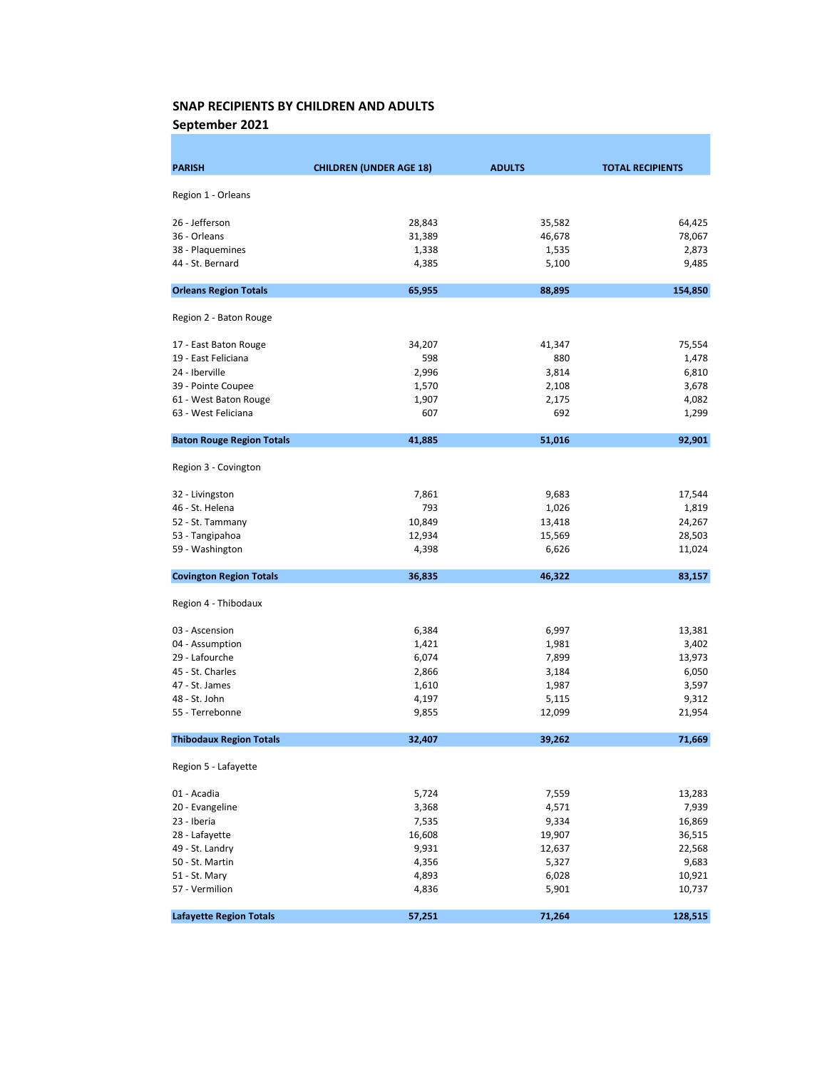## SNAP RECIPIENTS BY CHILDREN AND ADULTS
## September 2021

| PARISH | CHILDREN (UNDER AGE 18) | ADULTS | TOTAL RECIPIENTS |
|---|---|---|---|
| Region 1 - Orleans | | | |
| 26 - Jefferson | 28,843 | 35,582 | 64,425 |
| 36 - Orleans | 31,389 | 46,678 | 78,067 |
| 38 - Plaquemines | 1,338 | 1,535 | 2,873 |
| 44 - St. Bernard | 4,385 | 5,100 | 9,485 |
| **Orleans Region Totals** | **65,955** | **88,895** | **154,850** |
| Region 2 - Baton Rouge | | | |
| 17 - East Baton Rouge | 34,207 | 41,347 | 75,554 |
| 19 - East Feliciana | 598 | 880 | 1,478 |
| 24 - Iberville | 2,996 | 3,814 | 6,810 |
| 39 - Pointe Coupee | 1,570 | 2,108 | 3,678 |
| 61 - West Baton Rouge | 1,907 | 2,175 | 4,082 |
| 63 - West Feliciana | 607 | 692 | 1,299 |
| **Baton Rouge Region Totals** | **41,885** | **51,016** | **92,901** |
| Region 3 - Covington | | | |
| 32 - Livingston | 7,861 | 9,683 | 17,544 |
| 46 - St. Helena | 793 | 1,026 | 1,819 |
| 52 - St. Tammany | 10,849 | 13,418 | 24,267 |
| 53 - Tangipahoa | 12,934 | 15,569 | 28,503 |
| 59 - Washington | 4,398 | 6,626 | 11,024 |
| **Covington Region Totals** | **36,835** | **46,322** | **83,157** |
| Region 4 - Thibodaux | | | |
| 03 - Ascension | 6,384 | 6,997 | 13,381 |
| 04 - Assumption | 1,421 | 1,981 | 3,402 |
| 29 - Lafourche | 6,074 | 7,899 | 13,973 |
| 45 - St. Charles | 2,866 | 3,184 | 6,050 |
| 47 - St. James | 1,610 | 1,987 | 3,597 |
| 48 - St. John | 4,197 | 5,115 | 9,312 |
| 55 - Terrebonne | 9,855 | 12,099 | 21,954 |
| **Thibodaux Region Totals** | **32,407** | **39,262** | **71,669** |
| Region 5 - Lafayette | | | |
| 01 - Acadia | 5,724 | 7,559 | 13,283 |
| 20 - Evangeline | 3,368 | 4,571 | 7,939 |
| 23 - Iberia | 7,535 | 9,334 | 16,869 |
| 28 - Lafayette | 16,608 | 19,907 | 36,515 |
| 49 - St. Landry | 9,931 | 12,637 | 22,568 |
| 50 - St. Martin | 4,356 | 5,327 | 9,683 |
| 51 - St. Mary | 4,893 | 6,028 | 10,921 |
| 57 - Vermilion | 4,836 | 5,901 | 10,737 |
| **Lafayette Region Totals** | **57,251** | **71,264** | **128,515** |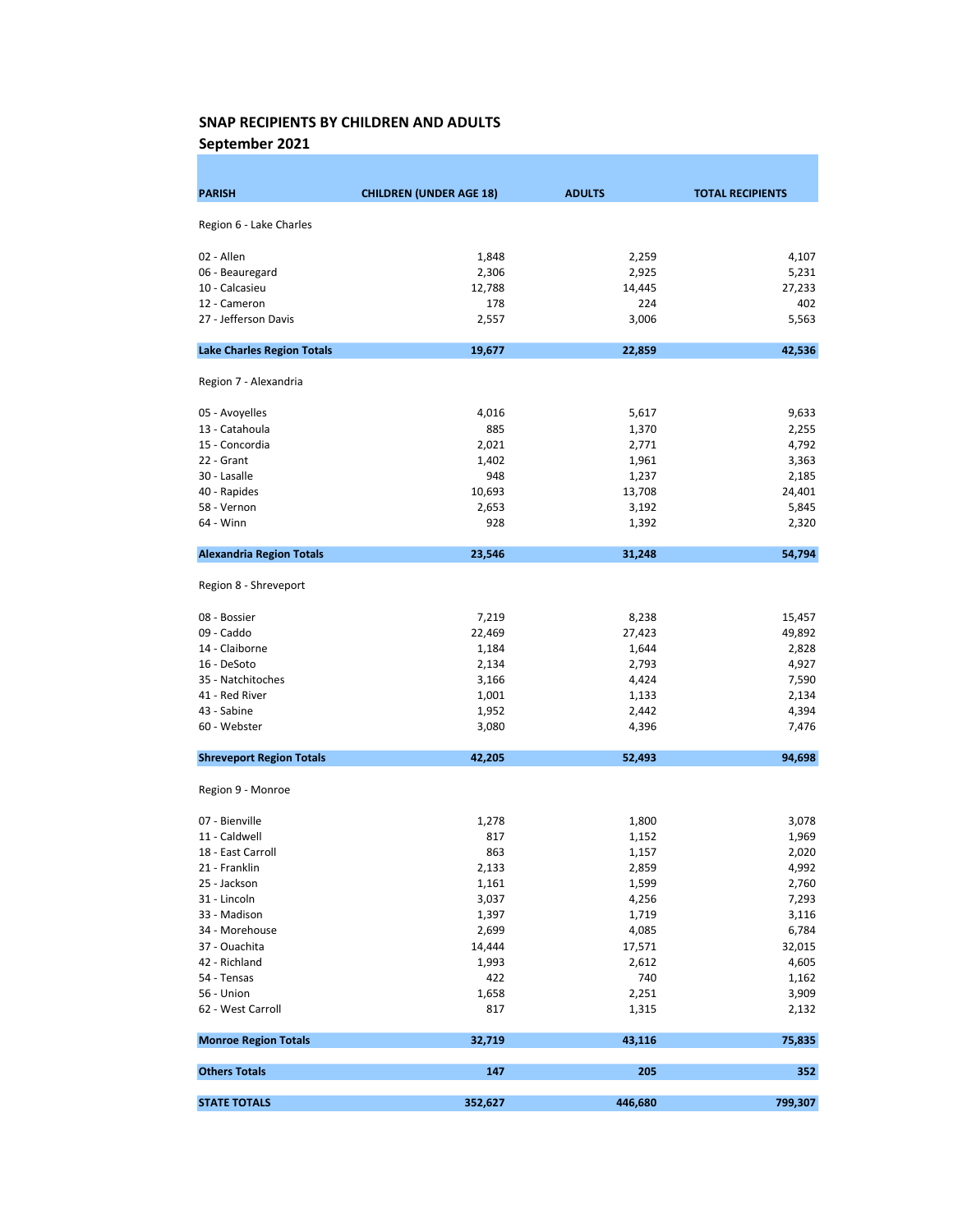## SNAP RECIPIENTS BY CHILDREN AND ADULTS
## September 2021

| PARISH | CHILDREN (UNDER AGE 18) | ADULTS | TOTAL RECIPIENTS |
|---|---|---|---|
| Region 6 - Lake Charles | | | |
| 02 - Allen | 1,848 | 2,259 | 4,107 |
| 06 - Beauregard | 2,306 | 2,925 | 5,231 |
| 10 - Calcasieu | 12,788 | 14,445 | 27,233 |
| 12 - Cameron | 178 | 224 | 402 |
| 27 - Jefferson Davis | 2,557 | 3,006 | 5,563 |
| **Lake Charles Region Totals** | **19,677** | **22,859** | **42,536** |
| Region 7 - Alexandria | | | |
| 05 - Avoyelles | 4,016 | 5,617 | 9,633 |
| 13 - Catahoula | 885 | 1,370 | 2,255 |
| 15 - Concordia | 2,021 | 2,771 | 4,792 |
| 22 - Grant | 1,402 | 1,961 | 3,363 |
| 30 - Lasalle | 948 | 1,237 | 2,185 |
| 40 - Rapides | 10,693 | 13,708 | 24,401 |
| 58 - Vernon | 2,653 | 3,192 | 5,845 |
| 64 - Winn | 928 | 1,392 | 2,320 |
| **Alexandria Region Totals** | **23,546** | **31,248** | **54,794** |
| Region 8 - Shreveport | | | |
| 08 - Bossier | 7,219 | 8,238 | 15,457 |
| 09 - Caddo | 22,469 | 27,423 | 49,892 |
| 14 - Claiborne | 1,184 | 1,644 | 2,828 |
| 16 - DeSoto | 2,134 | 2,793 | 4,927 |
| 35 - Natchitoches | 3,166 | 4,424 | 7,590 |
| 41 - Red River | 1,001 | 1,133 | 2,134 |
| 43 - Sabine | 1,952 | 2,442 | 4,394 |
| 60 - Webster | 3,080 | 4,396 | 7,476 |
| **Shreveport Region Totals** | **42,205** | **52,493** | **94,698** |
| Region 9 - Monroe | | | |
| 07 - Bienville | 1,278 | 1,800 | 3,078 |
| 11 - Caldwell | 817 | 1,152 | 1,969 |
| 18 - East Carroll | 863 | 1,157 | 2,020 |
| 21 - Franklin | 2,133 | 2,859 | 4,992 |
| 25 - Jackson | 1,161 | 1,599 | 2,760 |
| 31 - Lincoln | 3,037 | 4,256 | 7,293 |
| 33 - Madison | 1,397 | 1,719 | 3,116 |
| 34 - Morehouse | 2,699 | 4,085 | 6,784 |
| 37 - Ouachita | 14,444 | 17,571 | 32,015 |
| 42 - Richland | 1,993 | 2,612 | 4,605 |
| 54 - Tensas | 422 | 740 | 1,162 |
| 56 - Union | 1,658 | 2,251 | 3,909 |
| 62 - West Carroll | 817 | 1,315 | 2,132 |
| **Monroe Region Totals** | **32,719** | **43,116** | **75,835** |
| **Others Totals** | **147** | **205** | **352** |
| **STATE TOTALS** | **352,627** | **446,680** | **799,307** |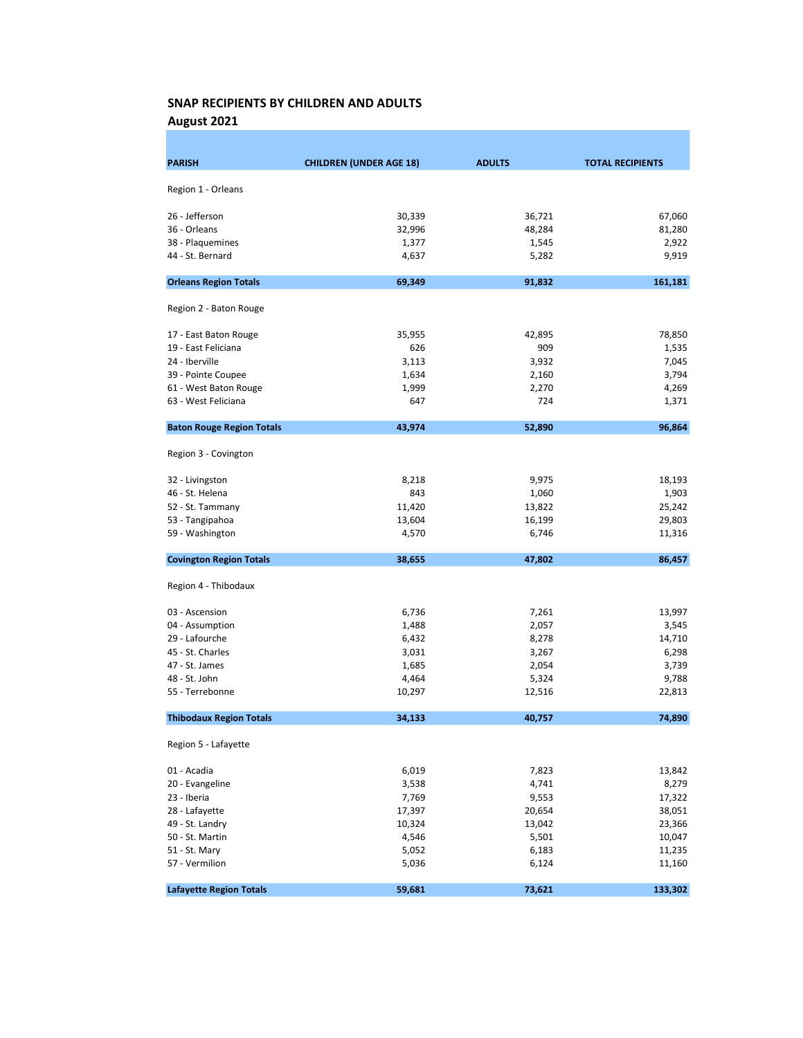## SNAP RECIPIENTS BY CHILDREN AND ADULTS
### August 2021

| PARISH | CHILDREN (UNDER AGE 18) | ADULTS | TOTAL RECIPIENTS |
|---|---|---|---|
| Region 1 - Orleans | | | |
| 26 - Jefferson | 30,339 | 36,721 | 67,060 |
| 36 - Orleans | 32,996 | 48,284 | 81,280 |
| 38 - Plaquemines | 1,377 | 1,545 | 2,922 |
| 44 - St. Bernard | 4,637 | 5,282 | 9,919 |
| **Orleans Region Totals** | **69,349** | **91,832** | **161,181** |
| Region 2 - Baton Rouge | | | |
| 17 - East Baton Rouge | 35,955 | 42,895 | 78,850 |
| 19 - East Feliciana | 626 | 909 | 1,535 |
| 24 - Iberville | 3,113 | 3,932 | 7,045 |
| 39 - Pointe Coupee | 1,634 | 2,160 | 3,794 |
| 61 - West Baton Rouge | 1,999 | 2,270 | 4,269 |
| 63 - West Feliciana | 647 | 724 | 1,371 |
| **Baton Rouge Region Totals** | **43,974** | **52,890** | **96,864** |
| Region 3 - Covington | | | |
| 32 - Livingston | 8,218 | 9,975 | 18,193 |
| 46 - St. Helena | 843 | 1,060 | 1,903 |
| 52 - St. Tammany | 11,420 | 13,822 | 25,242 |
| 53 - Tangipahoa | 13,604 | 16,199 | 29,803 |
| 59 - Washington | 4,570 | 6,746 | 11,316 |
| **Covington Region Totals** | **38,655** | **47,802** | **86,457** |
| Region 4 - Thibodaux | | | |
| 03 - Ascension | 6,736 | 7,261 | 13,997 |
| 04 - Assumption | 1,488 | 2,057 | 3,545 |
| 29 - Lafourche | 6,432 | 8,278 | 14,710 |
| 45 - St. Charles | 3,031 | 3,267 | 6,298 |
| 47 - St. James | 1,685 | 2,054 | 3,739 |
| 48 - St. John | 4,464 | 5,324 | 9,788 |
| 55 - Terrebonne | 10,297 | 12,516 | 22,813 |
| **Thibodaux Region Totals** | **34,133** | **40,757** | **74,890** |
| Region 5 - Lafayette | | | |
| 01 - Acadia | 6,019 | 7,823 | 13,842 |
| 20 - Evangeline | 3,538 | 4,741 | 8,279 |
| 23 - Iberia | 7,769 | 9,553 | 17,322 |
| 28 - Lafayette | 17,397 | 20,654 | 38,051 |
| 49 - St. Landry | 10,324 | 13,042 | 23,366 |
| 50 - St. Martin | 4,546 | 5,501 | 10,047 |
| 51 - St. Mary | 5,052 | 6,183 | 11,235 |
| 57 - Vermilion | 5,036 | 6,124 | 11,160 |
| **Lafayette Region Totals** | **59,681** | **73,621** | **133,302** |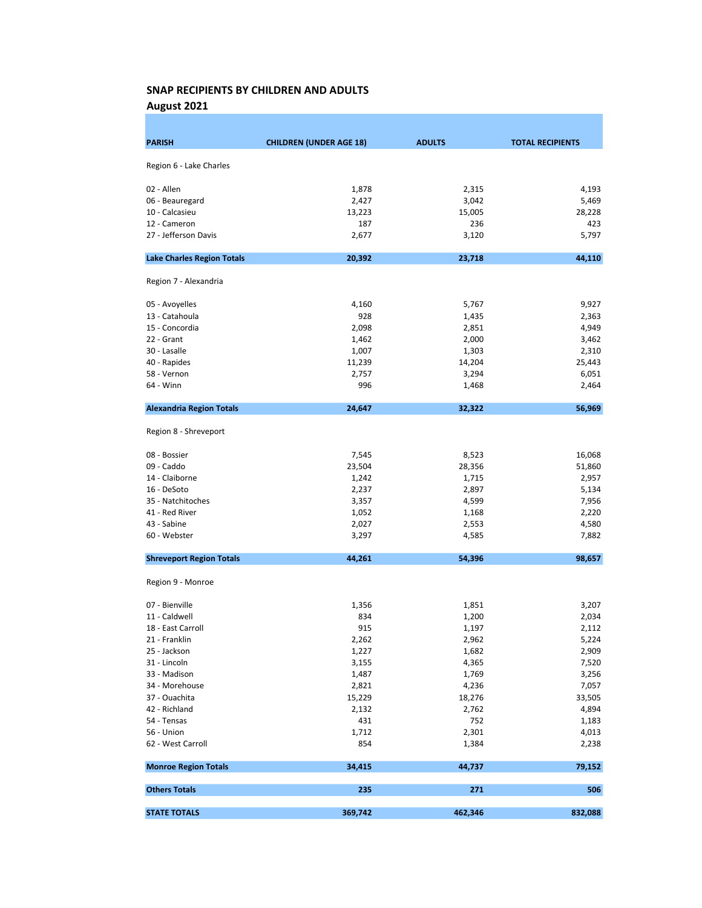## SNAP RECIPIENTS BY CHILDREN AND ADULTS
### August 2021

| PARISH | CHILDREN (UNDER AGE 18) | ADULTS | TOTAL RECIPIENTS |
|---|---|---|---|
| Region 6 - Lake Charles | | | |
| 02 - Allen | 1,878 | 2,315 | 4,193 |
| 06 - Beauregard | 2,427 | 3,042 | 5,469 |
| 10 - Calcasieu | 13,223 | 15,005 | 28,228 |
| 12 - Cameron | 187 | 236 | 423 |
| 27 - Jefferson Davis | 2,677 | 3,120 | 5,797 |
| **Lake Charles Region Totals** | **20,392** | **23,718** | **44,110** |
| Region 7 - Alexandria | | | |
| 05 - Avoyelles | 4,160 | 5,767 | 9,927 |
| 13 - Catahoula | 928 | 1,435 | 2,363 |
| 15 - Concordia | 2,098 | 2,851 | 4,949 |
| 22 - Grant | 1,462 | 2,000 | 3,462 |
| 30 - Lasalle | 1,007 | 1,303 | 2,310 |
| 40 - Rapides | 11,239 | 14,204 | 25,443 |
| 58 - Vernon | 2,757 | 3,294 | 6,051 |
| 64 - Winn | 996 | 1,468 | 2,464 |
| **Alexandria Region Totals** | **24,647** | **32,322** | **56,969** |
| Region 8 - Shreveport | | | |
| 08 - Bossier | 7,545 | 8,523 | 16,068 |
| 09 - Caddo | 23,504 | 28,356 | 51,860 |
| 14 - Claiborne | 1,242 | 1,715 | 2,957 |
| 16 - DeSoto | 2,237 | 2,897 | 5,134 |
| 35 - Natchitoches | 3,357 | 4,599 | 7,956 |
| 41 - Red River | 1,052 | 1,168 | 2,220 |
| 43 - Sabine | 2,027 | 2,553 | 4,580 |
| 60 - Webster | 3,297 | 4,585 | 7,882 |
| **Shreveport Region Totals** | **44,261** | **54,396** | **98,657** |
| Region 9 - Monroe | | | |
| 07 - Bienville | 1,356 | 1,851 | 3,207 |
| 11 - Caldwell | 834 | 1,200 | 2,034 |
| 18 - East Carroll | 915 | 1,197 | 2,112 |
| 21 - Franklin | 2,262 | 2,962 | 5,224 |
| 25 - Jackson | 1,227 | 1,682 | 2,909 |
| 31 - Lincoln | 3,155 | 4,365 | 7,520 |
| 33 - Madison | 1,487 | 1,769 | 3,256 |
| 34 - Morehouse | 2,821 | 4,236 | 7,057 |
| 37 - Ouachita | 15,229 | 18,276 | 33,505 |
| 42 - Richland | 2,132 | 2,762 | 4,894 |
| 54 - Tensas | 431 | 752 | 1,183 |
| 56 - Union | 1,712 | 2,301 | 4,013 |
| 62 - West Carroll | 854 | 1,384 | 2,238 |
| **Monroe Region Totals** | **34,415** | **44,737** | **79,152** |
| **Others Totals** | **235** | **271** | **506** |
| **STATE TOTALS** | **369,742** | **462,346** | **832,088** |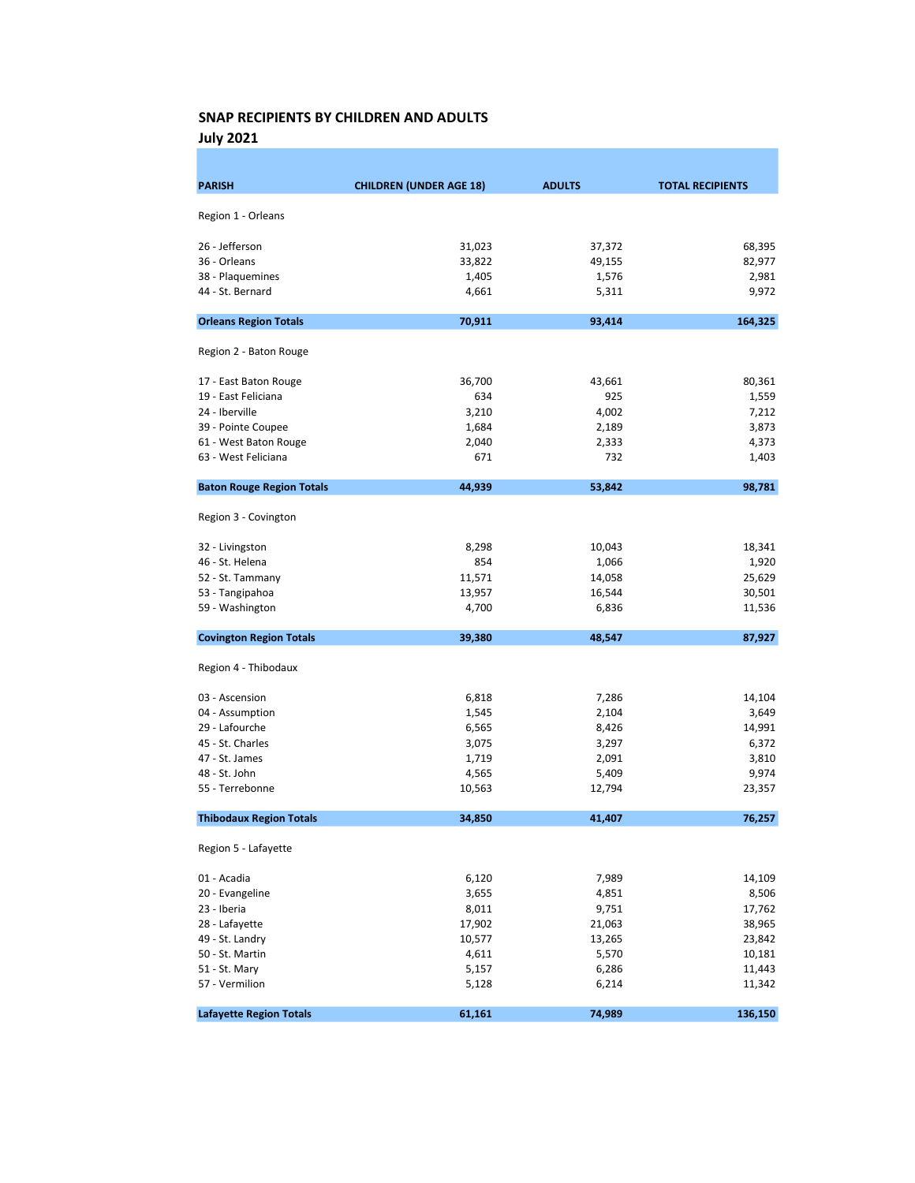## SNAP RECIPIENTS BY CHILDREN AND ADULTS
## July 2021

| PARISH | CHILDREN (UNDER AGE 18) | ADULTS | TOTAL RECIPIENTS |
|---|---|---|---|
| Region 1 - Orleans | | | |
| 26 - Jefferson | 31,023 | 37,372 | 68,395 |
| 36 - Orleans | 33,822 | 49,155 | 82,977 |
| 38 - Plaquemines | 1,405 | 1,576 | 2,981 |
| 44 - St. Bernard | 4,661 | 5,311 | 9,972 |
| **Orleans Region Totals** | **70,911** | **93,414** | **164,325** |
| Region 2 - Baton Rouge | | | |
| 17 - East Baton Rouge | 36,700 | 43,661 | 80,361 |
| 19 - East Feliciana | 634 | 925 | 1,559 |
| 24 - Iberville | 3,210 | 4,002 | 7,212 |
| 39 - Pointe Coupee | 1,684 | 2,189 | 3,873 |
| 61 - West Baton Rouge | 2,040 | 2,333 | 4,373 |
| 63 - West Feliciana | 671 | 732 | 1,403 |
| **Baton Rouge Region Totals** | **44,939** | **53,842** | **98,781** |
| Region 3 - Covington | | | |
| 32 - Livingston | 8,298 | 10,043 | 18,341 |
| 46 - St. Helena | 854 | 1,066 | 1,920 |
| 52 - St. Tammany | 11,571 | 14,058 | 25,629 |
| 53 - Tangipahoa | 13,957 | 16,544 | 30,501 |
| 59 - Washington | 4,700 | 6,836 | 11,536 |
| **Covington Region Totals** | **39,380** | **48,547** | **87,927** |
| Region 4 - Thibodaux | | | |
| 03 - Ascension | 6,818 | 7,286 | 14,104 |
| 04 - Assumption | 1,545 | 2,104 | 3,649 |
| 29 - Lafourche | 6,565 | 8,426 | 14,991 |
| 45 - St. Charles | 3,075 | 3,297 | 6,372 |
| 47 - St. James | 1,719 | 2,091 | 3,810 |
| 48 - St. John | 4,565 | 5,409 | 9,974 |
| 55 - Terrebonne | 10,563 | 12,794 | 23,357 |
| **Thibodaux Region Totals** | **34,850** | **41,407** | **76,257** |
| Region 5 - Lafayette | | | |
| 01 - Acadia | 6,120 | 7,989 | 14,109 |
| 20 - Evangeline | 3,655 | 4,851 | 8,506 |
| 23 - Iberia | 8,011 | 9,751 | 17,762 |
| 28 - Lafayette | 17,902 | 21,063 | 38,965 |
| 49 - St. Landry | 10,577 | 13,265 | 23,842 |
| 50 - St. Martin | 4,611 | 5,570 | 10,181 |
| 51 - St. Mary | 5,157 | 6,286 | 11,443 |
| 57 - Vermilion | 5,128 | 6,214 | 11,342 |
| **Lafayette Region Totals** | **61,161** | **74,989** | **136,150** |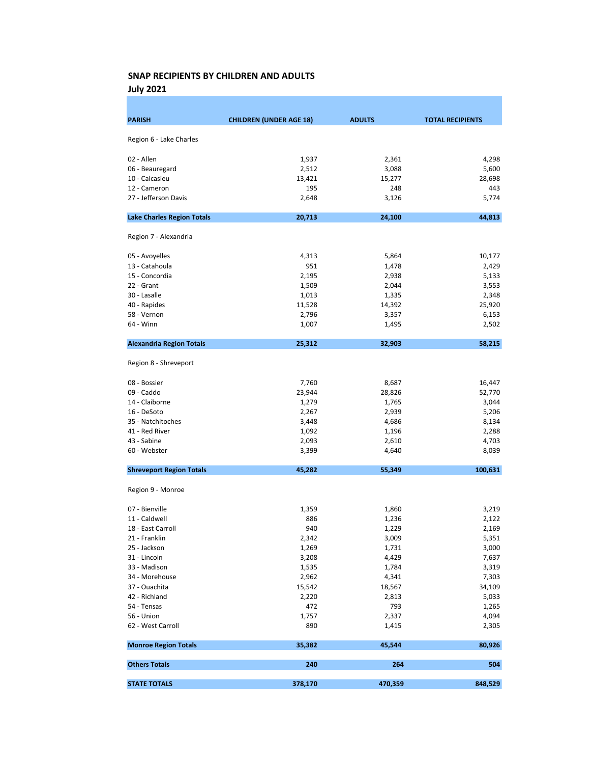## SNAP RECIPIENTS BY CHILDREN AND ADULTS

### July 2021

| PARISH | CHILDREN (UNDER AGE 18) | ADULTS | TOTAL RECIPIENTS |
|---|---|---|---|
| Region 6 - Lake Charles | | | |
| 02 - Allen | 1,937 | 2,361 | 4,298 |
| 06 - Beauregard | 2,512 | 3,088 | 5,600 |
| 10 - Calcasieu | 13,421 | 15,277 | 28,698 |
| 12 - Cameron | 195 | 248 | 443 |
| 27 - Jefferson Davis | 2,648 | 3,126 | 5,774 |
| **Lake Charles Region Totals** | **20,713** | **24,100** | **44,813** |
| Region 7 - Alexandria | | | |
| 05 - Avoyelles | 4,313 | 5,864 | 10,177 |
| 13 - Catahoula | 951 | 1,478 | 2,429 |
| 15 - Concordia | 2,195 | 2,938 | 5,133 |
| 22 - Grant | 1,509 | 2,044 | 3,553 |
| 30 - Lasalle | 1,013 | 1,335 | 2,348 |
| 40 - Rapides | 11,528 | 14,392 | 25,920 |
| 58 - Vernon | 2,796 | 3,357 | 6,153 |
| 64 - Winn | 1,007 | 1,495 | 2,502 |
| **Alexandria Region Totals** | **25,312** | **32,903** | **58,215** |
| Region 8 - Shreveport | | | |
| 08 - Bossier | 7,760 | 8,687 | 16,447 |
| 09 - Caddo | 23,944 | 28,826 | 52,770 |
| 14 - Claiborne | 1,279 | 1,765 | 3,044 |
| 16 - DeSoto | 2,267 | 2,939 | 5,206 |
| 35 - Natchitoches | 3,448 | 4,686 | 8,134 |
| 41 - Red River | 1,092 | 1,196 | 2,288 |
| 43 - Sabine | 2,093 | 2,610 | 4,703 |
| 60 - Webster | 3,399 | 4,640 | 8,039 |
| **Shreveport Region Totals** | **45,282** | **55,349** | **100,631** |
| Region 9 - Monroe | | | |
| 07 - Bienville | 1,359 | 1,860 | 3,219 |
| 11 - Caldwell | 886 | 1,236 | 2,122 |
| 18 - East Carroll | 940 | 1,229 | 2,169 |
| 21 - Franklin | 2,342 | 3,009 | 5,351 |
| 25 - Jackson | 1,269 | 1,731 | 3,000 |
| 31 - Lincoln | 3,208 | 4,429 | 7,637 |
| 33 - Madison | 1,535 | 1,784 | 3,319 |
| 34 - Morehouse | 2,962 | 4,341 | 7,303 |
| 37 - Ouachita | 15,542 | 18,567 | 34,109 |
| 42 - Richland | 2,220 | 2,813 | 5,033 |
| 54 - Tensas | 472 | 793 | 1,265 |
| 56 - Union | 1,757 | 2,337 | 4,094 |
| 62 - West Carroll | 890 | 1,415 | 2,305 |
| **Monroe Region Totals** | **35,382** | **45,544** | **80,926** |
| **Others Totals** | **240** | **264** | **504** |
| **STATE TOTALS** | **378,170** | **470,359** | **848,529** |